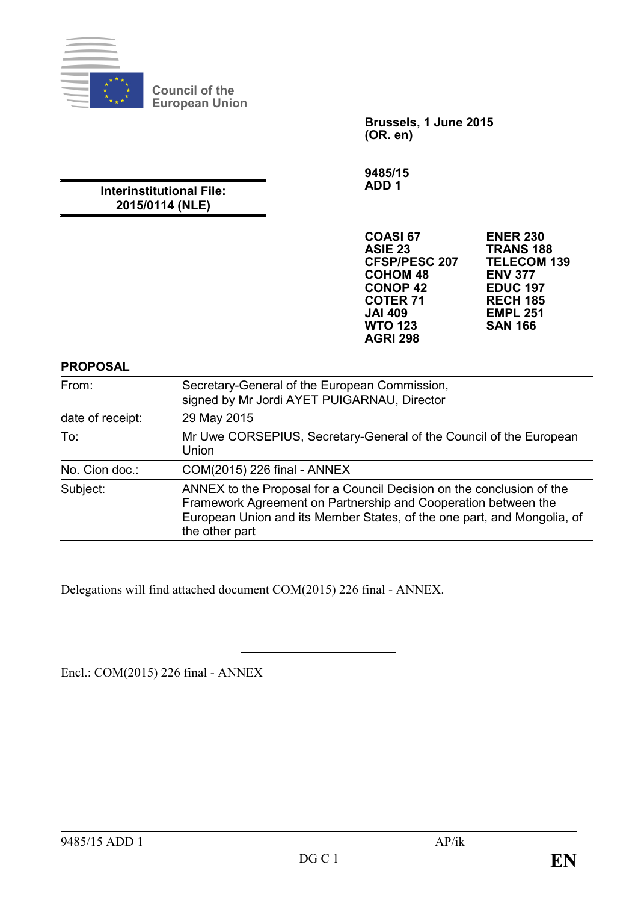Council of the European Union

**Brussels, 1 June 2015**
**(OR. en)**

**9485/15**
**ADD 1**

**Interinstitutional File:**
**2015/0114 (NLE)**

| | |
|---|---|
| **COASI 67** | **ENER 230** |
| **ASIE 23** | **TRANS 188** |
| **CFSP/PESC 207** | **TELECOM 139** |
| **COHOM 48** | **ENV 377** |
| **CONOP 42** | **EDUC 197** |
| **COTER 71** | **RECH 185** |
| **JAI 409** | **EMPL 251** |
| **WTO 123** | **SAN 166** |
| **AGRI 298** | |

**PROPOSAL**

| | |
|---|---|
| From: | Secretary-General of the European Commission, signed by Mr Jordi AYET PUIGARNAU, Director |
| date of receipt: | 29 May 2015 |
| To: | Mr Uwe CORSEPIUS, Secretary-General of the Council of the European Union |
| No. Cion doc.: | COM(2015) 226 final - ANNEX |
| Subject: | ANNEX to the Proposal for a Council Decision on the conclusion of the Framework Agreement on Partnership and Cooperation between the European Union and its Member States, of the one part, and Mongolia, of the other part |

Delegations will find attached document COM(2015) 226 final - ANNEX.

---

Encl.: COM(2015) 226 final - ANNEX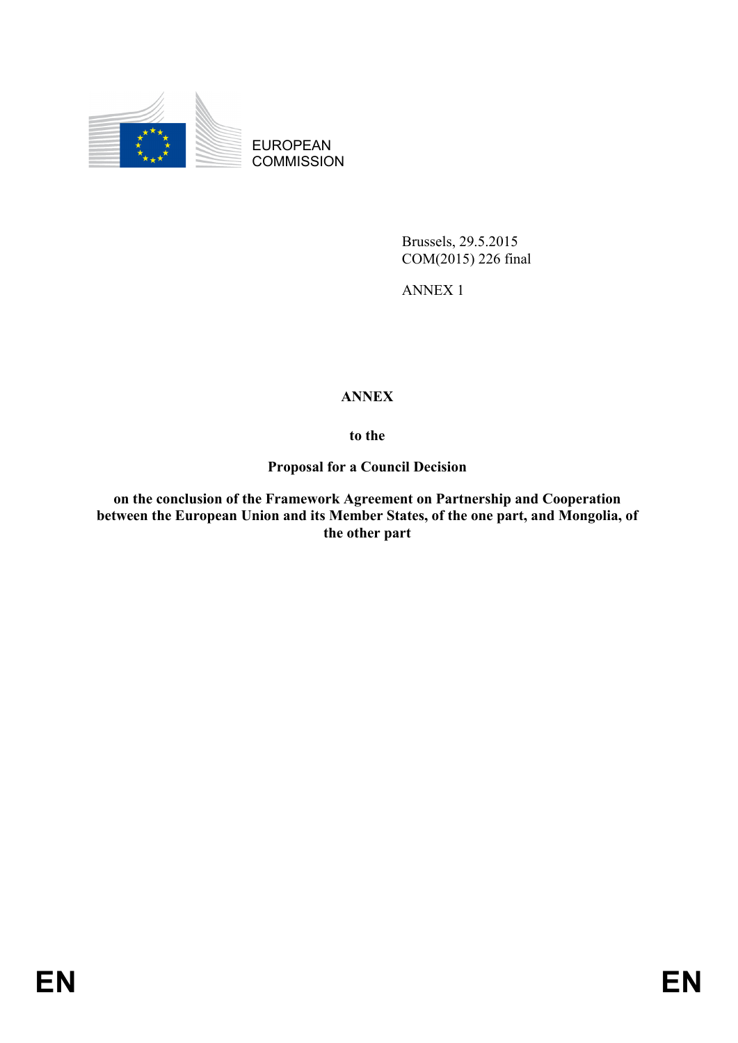EUROPEAN
COMMISSION

Brussels, 29.5.2015
COM(2015) 226 final

ANNEX 1

**ANNEX**

**to the**

**Proposal for a Council Decision**

**on the conclusion of the Framework Agreement on Partnership and Cooperation between the European Union and its Member States, of the one part, and Mongolia, of the other part**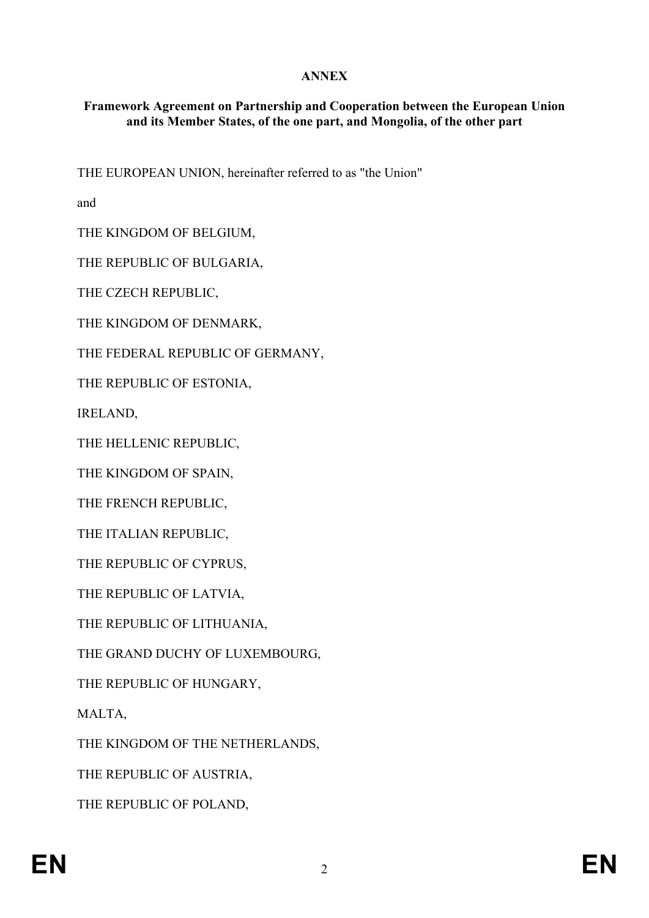**ANNEX**

**Framework Agreement on Partnership and Cooperation between the European Union and its Member States, of the one part, and Mongolia, of the other part**

THE EUROPEAN UNION, hereinafter referred to as "the Union"

and

THE KINGDOM OF BELGIUM,

THE REPUBLIC OF BULGARIA,

THE CZECH REPUBLIC,

THE KINGDOM OF DENMARK,

THE FEDERAL REPUBLIC OF GERMANY,

THE REPUBLIC OF ESTONIA,

IRELAND,

THE HELLENIC REPUBLIC,

THE KINGDOM OF SPAIN,

THE FRENCH REPUBLIC,

THE ITALIAN REPUBLIC,

THE REPUBLIC OF CYPRUS,

THE REPUBLIC OF LATVIA,

THE REPUBLIC OF LITHUANIA,

THE GRAND DUCHY OF LUXEMBOURG,

THE REPUBLIC OF HUNGARY,

MALTA,

THE KINGDOM OF THE NETHERLANDS,

THE REPUBLIC OF AUSTRIA,

THE REPUBLIC OF POLAND,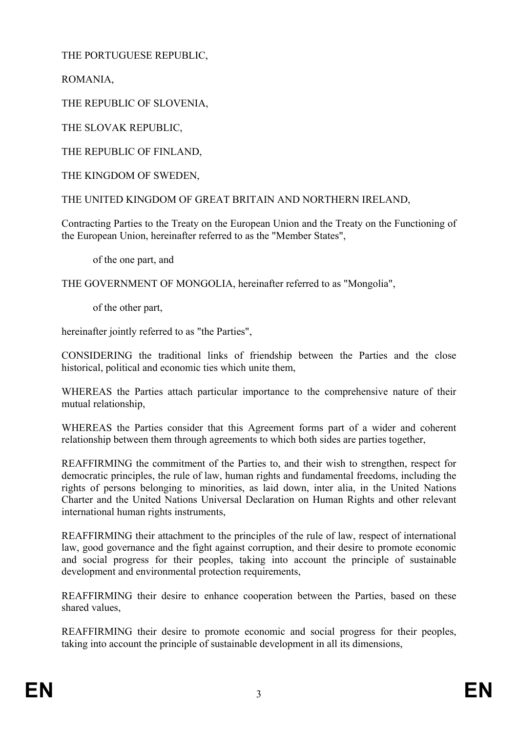THE PORTUGUESE REPUBLIC,

ROMANIA,

THE REPUBLIC OF SLOVENIA,

THE SLOVAK REPUBLIC,

THE REPUBLIC OF FINLAND,

THE KINGDOM OF SWEDEN,

THE UNITED KINGDOM OF GREAT BRITAIN AND NORTHERN IRELAND,

Contracting Parties to the Treaty on the European Union and the Treaty on the Functioning of the European Union, hereinafter referred to as the "Member States",

of the one part, and

THE GOVERNMENT OF MONGOLIA, hereinafter referred to as "Mongolia",

of the other part,

hereinafter jointly referred to as "the Parties",

CONSIDERING the traditional links of friendship between the Parties and the close historical, political and economic ties which unite them,

WHEREAS the Parties attach particular importance to the comprehensive nature of their mutual relationship,

WHEREAS the Parties consider that this Agreement forms part of a wider and coherent relationship between them through agreements to which both sides are parties together,

REAFFIRMING the commitment of the Parties to, and their wish to strengthen, respect for democratic principles, the rule of law, human rights and fundamental freedoms, including the rights of persons belonging to minorities, as laid down, inter alia, in the United Nations Charter and the United Nations Universal Declaration on Human Rights and other relevant international human rights instruments,

REAFFIRMING their attachment to the principles of the rule of law, respect of international law, good governance and the fight against corruption, and their desire to promote economic and social progress for their peoples, taking into account the principle of sustainable development and environmental protection requirements,

REAFFIRMING their desire to enhance cooperation between the Parties, based on these shared values,

REAFFIRMING their desire to promote economic and social progress for their peoples, taking into account the principle of sustainable development in all its dimensions,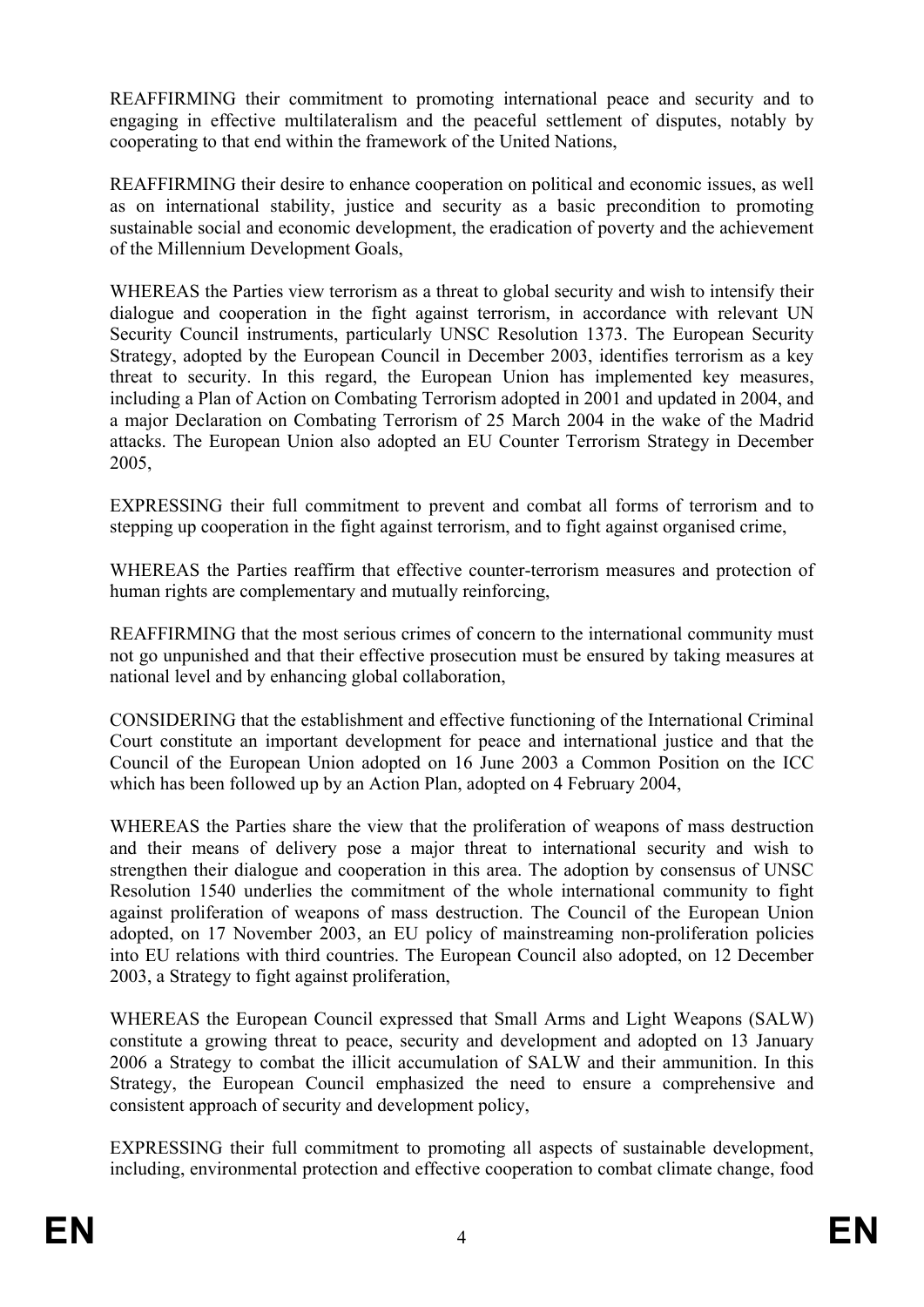REAFFIRMING their commitment to promoting international peace and security and to engaging in effective multilateralism and the peaceful settlement of disputes, notably by cooperating to that end within the framework of the United Nations,

REAFFIRMING their desire to enhance cooperation on political and economic issues, as well as on international stability, justice and security as a basic precondition to promoting sustainable social and economic development, the eradication of poverty and the achievement of the Millennium Development Goals,

WHEREAS the Parties view terrorism as a threat to global security and wish to intensify their dialogue and cooperation in the fight against terrorism, in accordance with relevant UN Security Council instruments, particularly UNSC Resolution 1373. The European Security Strategy, adopted by the European Council in December 2003, identifies terrorism as a key threat to security. In this regard, the European Union has implemented key measures, including a Plan of Action on Combating Terrorism adopted in 2001 and updated in 2004, and a major Declaration on Combating Terrorism of 25 March 2004 in the wake of the Madrid attacks. The European Union also adopted an EU Counter Terrorism Strategy in December 2005,

EXPRESSING their full commitment to prevent and combat all forms of terrorism and to stepping up cooperation in the fight against terrorism, and to fight against organised crime,

WHEREAS the Parties reaffirm that effective counter-terrorism measures and protection of human rights are complementary and mutually reinforcing,

REAFFIRMING that the most serious crimes of concern to the international community must not go unpunished and that their effective prosecution must be ensured by taking measures at national level and by enhancing global collaboration,

CONSIDERING that the establishment and effective functioning of the International Criminal Court constitute an important development for peace and international justice and that the Council of the European Union adopted on 16 June 2003 a Common Position on the ICC which has been followed up by an Action Plan, adopted on 4 February 2004,

WHEREAS the Parties share the view that the proliferation of weapons of mass destruction and their means of delivery pose a major threat to international security and wish to strengthen their dialogue and cooperation in this area. The adoption by consensus of UNSC Resolution 1540 underlies the commitment of the whole international community to fight against proliferation of weapons of mass destruction. The Council of the European Union adopted, on 17 November 2003, an EU policy of mainstreaming non-proliferation policies into EU relations with third countries. The European Council also adopted, on 12 December 2003, a Strategy to fight against proliferation,

WHEREAS the European Council expressed that Small Arms and Light Weapons (SALW) constitute a growing threat to peace, security and development and adopted on 13 January 2006 a Strategy to combat the illicit accumulation of SALW and their ammunition. In this Strategy, the European Council emphasized the need to ensure a comprehensive and consistent approach of security and development policy,

EXPRESSING their full commitment to promoting all aspects of sustainable development, including, environmental protection and effective cooperation to combat climate change, food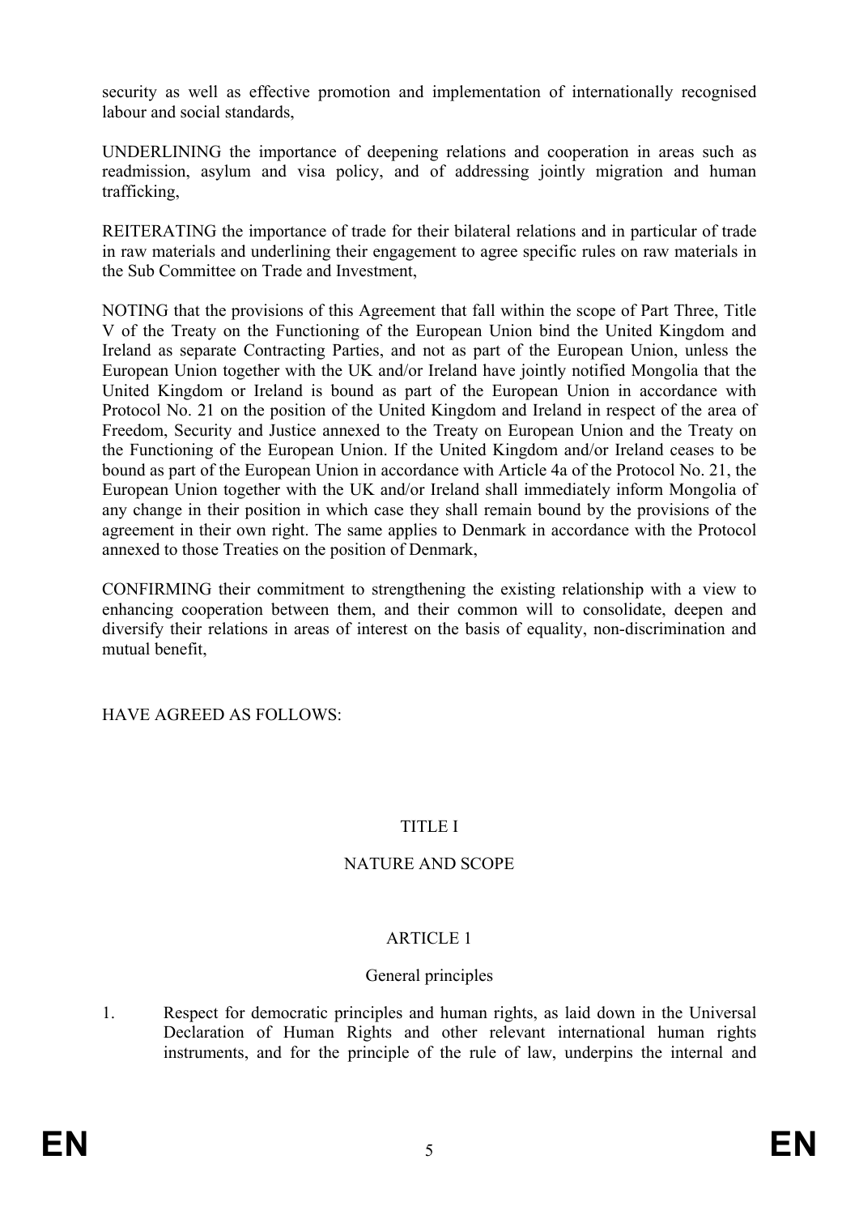security as well as effective promotion and implementation of internationally recognised labour and social standards,

UNDERLINING the importance of deepening relations and cooperation in areas such as readmission, asylum and visa policy, and of addressing jointly migration and human trafficking,

REITERATING the importance of trade for their bilateral relations and in particular of trade in raw materials and underlining their engagement to agree specific rules on raw materials in the Sub Committee on Trade and Investment,

NOTING that the provisions of this Agreement that fall within the scope of Part Three, Title V of the Treaty on the Functioning of the European Union bind the United Kingdom and Ireland as separate Contracting Parties, and not as part of the European Union, unless the European Union together with the UK and/or Ireland have jointly notified Mongolia that the United Kingdom or Ireland is bound as part of the European Union in accordance with Protocol No. 21 on the position of the United Kingdom and Ireland in respect of the area of Freedom, Security and Justice annexed to the Treaty on European Union and the Treaty on the Functioning of the European Union. If the United Kingdom and/or Ireland ceases to be bound as part of the European Union in accordance with Article 4a of the Protocol No. 21, the European Union together with the UK and/or Ireland shall immediately inform Mongolia of any change in their position in which case they shall remain bound by the provisions of the agreement in their own right. The same applies to Denmark in accordance with the Protocol annexed to those Treaties on the position of Denmark,

CONFIRMING their commitment to strengthening the existing relationship with a view to enhancing cooperation between them, and their common will to consolidate, deepen and diversify their relations in areas of interest on the basis of equality, non-discrimination and mutual benefit,

HAVE AGREED AS FOLLOWS:

## TITLE I

## NATURE AND SCOPE

### ARTICLE 1

### General principles

1. Respect for democratic principles and human rights, as laid down in the Universal Declaration of Human Rights and other relevant international human rights instruments, and for the principle of the rule of law, underpins the internal and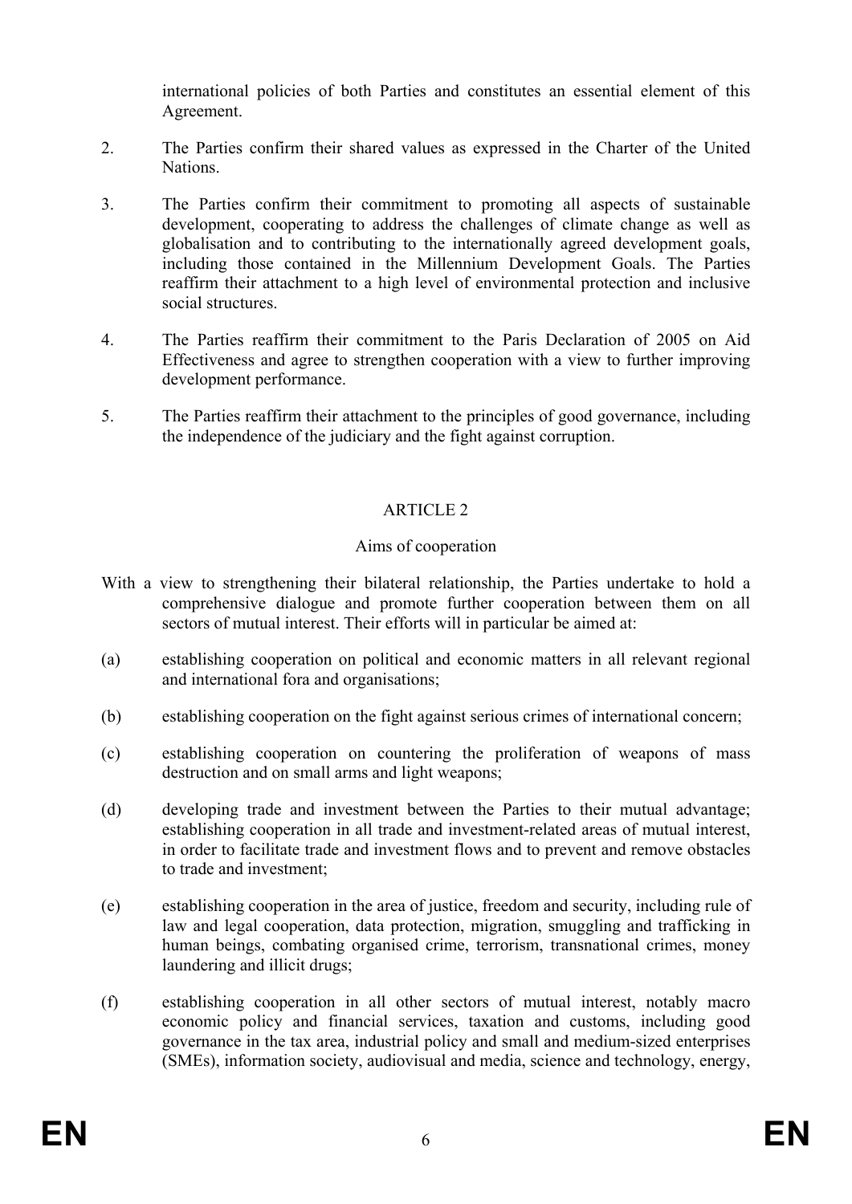international policies of both Parties and constitutes an essential element of this Agreement.

2. The Parties confirm their shared values as expressed in the Charter of the United Nations.

3. The Parties confirm their commitment to promoting all aspects of sustainable development, cooperating to address the challenges of climate change as well as globalisation and to contributing to the internationally agreed development goals, including those contained in the Millennium Development Goals. The Parties reaffirm their attachment to a high level of environmental protection and inclusive social structures.

4. The Parties reaffirm their commitment to the Paris Declaration of 2005 on Aid Effectiveness and agree to strengthen cooperation with a view to further improving development performance.

5. The Parties reaffirm their attachment to the principles of good governance, including the independence of the judiciary and the fight against corruption.

## ARTICLE 2

### Aims of cooperation

With a view to strengthening their bilateral relationship, the Parties undertake to hold a comprehensive dialogue and promote further cooperation between them on all sectors of mutual interest. Their efforts will in particular be aimed at:

(a) establishing cooperation on political and economic matters in all relevant regional and international fora and organisations;

(b) establishing cooperation on the fight against serious crimes of international concern;

(c) establishing cooperation on countering the proliferation of weapons of mass destruction and on small arms and light weapons;

(d) developing trade and investment between the Parties to their mutual advantage; establishing cooperation in all trade and investment-related areas of mutual interest, in order to facilitate trade and investment flows and to prevent and remove obstacles to trade and investment;

(e) establishing cooperation in the area of justice, freedom and security, including rule of law and legal cooperation, data protection, migration, smuggling and trafficking in human beings, combating organised crime, terrorism, transnational crimes, money laundering and illicit drugs;

(f) establishing cooperation in all other sectors of mutual interest, notably macro economic policy and financial services, taxation and customs, including good governance in the tax area, industrial policy and small and medium-sized enterprises (SMEs), information society, audiovisual and media, science and technology, energy,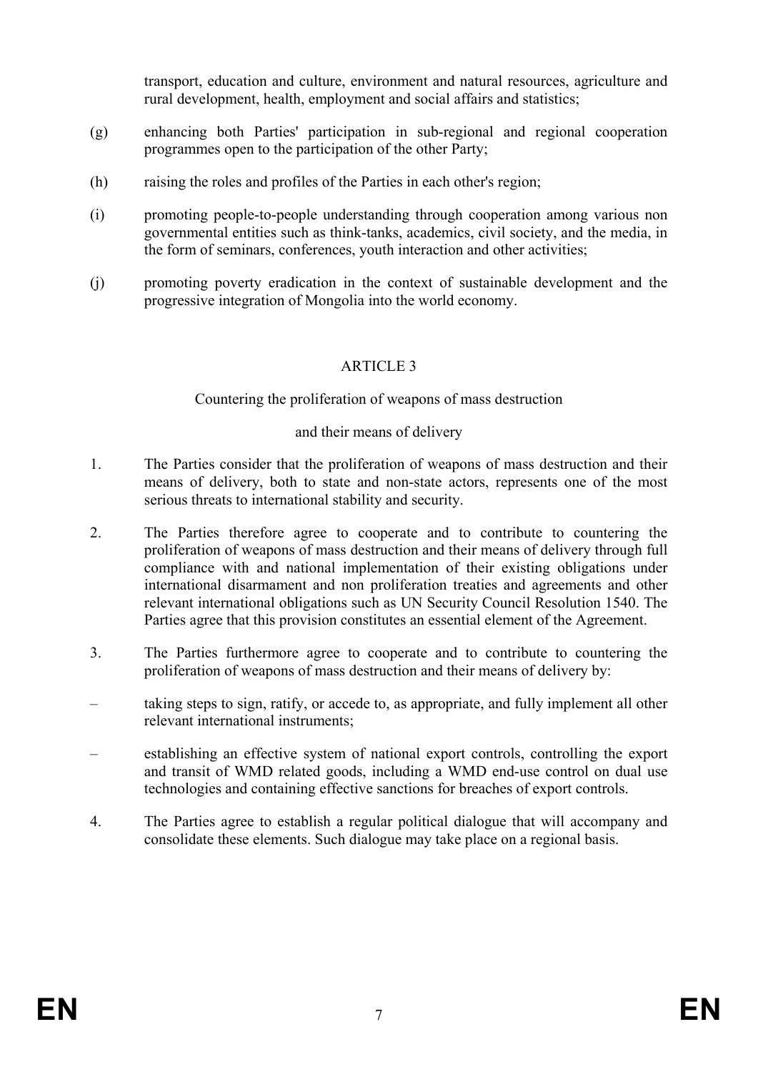transport, education and culture, environment and natural resources, agriculture and rural development, health, employment and social affairs and statistics;

(g) enhancing both Parties' participation in sub-regional and regional cooperation programmes open to the participation of the other Party;

(h) raising the roles and profiles of the Parties in each other's region;

(i) promoting people-to-people understanding through cooperation among various non governmental entities such as think-tanks, academics, civil society, and the media, in the form of seminars, conferences, youth interaction and other activities;

(j) promoting poverty eradication in the context of sustainable development and the progressive integration of Mongolia into the world economy.

## ARTICLE 3

### Countering the proliferation of weapons of mass destruction and their means of delivery

1. The Parties consider that the proliferation of weapons of mass destruction and their means of delivery, both to state and non-state actors, represents one of the most serious threats to international stability and security.

2. The Parties therefore agree to cooperate and to contribute to countering the proliferation of weapons of mass destruction and their means of delivery through full compliance with and national implementation of their existing obligations under international disarmament and non proliferation treaties and agreements and other relevant international obligations such as UN Security Council Resolution 1540. The Parties agree that this provision constitutes an essential element of the Agreement.

3. The Parties furthermore agree to cooperate and to contribute to countering the proliferation of weapons of mass destruction and their means of delivery by:

– taking steps to sign, ratify, or accede to, as appropriate, and fully implement all other relevant international instruments;

– establishing an effective system of national export controls, controlling the export and transit of WMD related goods, including a WMD end-use control on dual use technologies and containing effective sanctions for breaches of export controls.

4. The Parties agree to establish a regular political dialogue that will accompany and consolidate these elements. Such dialogue may take place on a regional basis.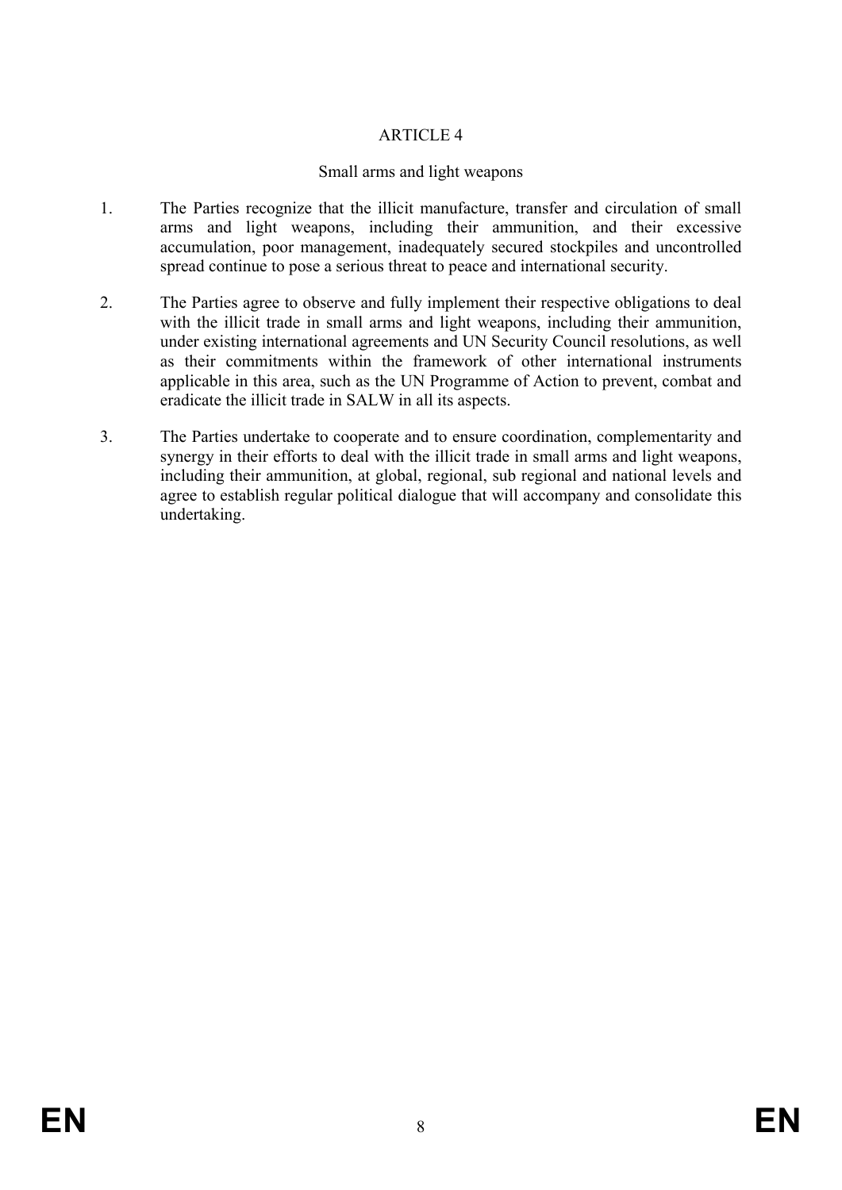## ARTICLE 4

### Small arms and light weapons

1. The Parties recognize that the illicit manufacture, transfer and circulation of small arms and light weapons, including their ammunition, and their excessive accumulation, poor management, inadequately secured stockpiles and uncontrolled spread continue to pose a serious threat to peace and international security.

2. The Parties agree to observe and fully implement their respective obligations to deal with the illicit trade in small arms and light weapons, including their ammunition, under existing international agreements and UN Security Council resolutions, as well as their commitments within the framework of other international instruments applicable in this area, such as the UN Programme of Action to prevent, combat and eradicate the illicit trade in SALW in all its aspects.

3. The Parties undertake to cooperate and to ensure coordination, complementarity and synergy in their efforts to deal with the illicit trade in small arms and light weapons, including their ammunition, at global, regional, sub regional and national levels and agree to establish regular political dialogue that will accompany and consolidate this undertaking.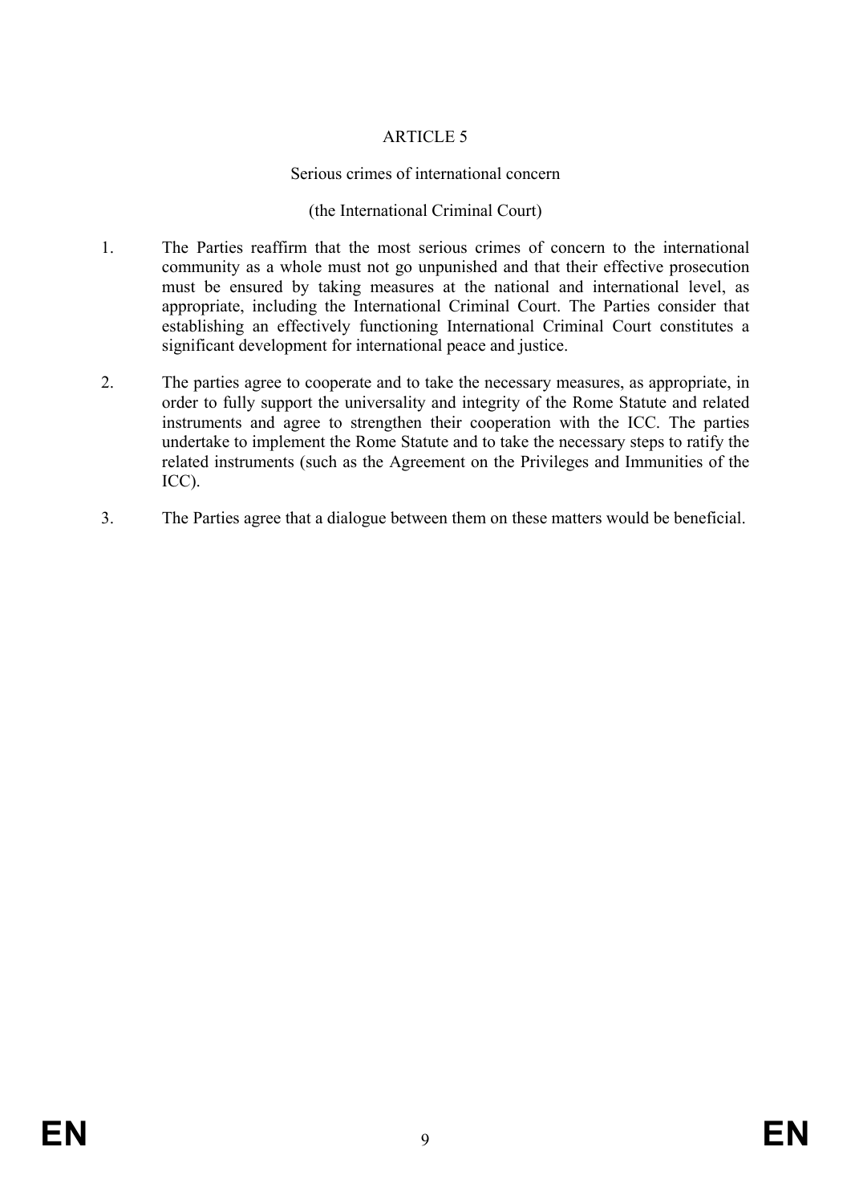## ARTICLE 5

### Serious crimes of international concern

### (the International Criminal Court)

1. The Parties reaffirm that the most serious crimes of concern to the international community as a whole must not go unpunished and that their effective prosecution must be ensured by taking measures at the national and international level, as appropriate, including the International Criminal Court. The Parties consider that establishing an effectively functioning International Criminal Court constitutes a significant development for international peace and justice.

2. The parties agree to cooperate and to take the necessary measures, as appropriate, in order to fully support the universality and integrity of the Rome Statute and related instruments and agree to strengthen their cooperation with the ICC. The parties undertake to implement the Rome Statute and to take the necessary steps to ratify the related instruments (such as the Agreement on the Privileges and Immunities of the ICC).

3. The Parties agree that a dialogue between them on these matters would be beneficial.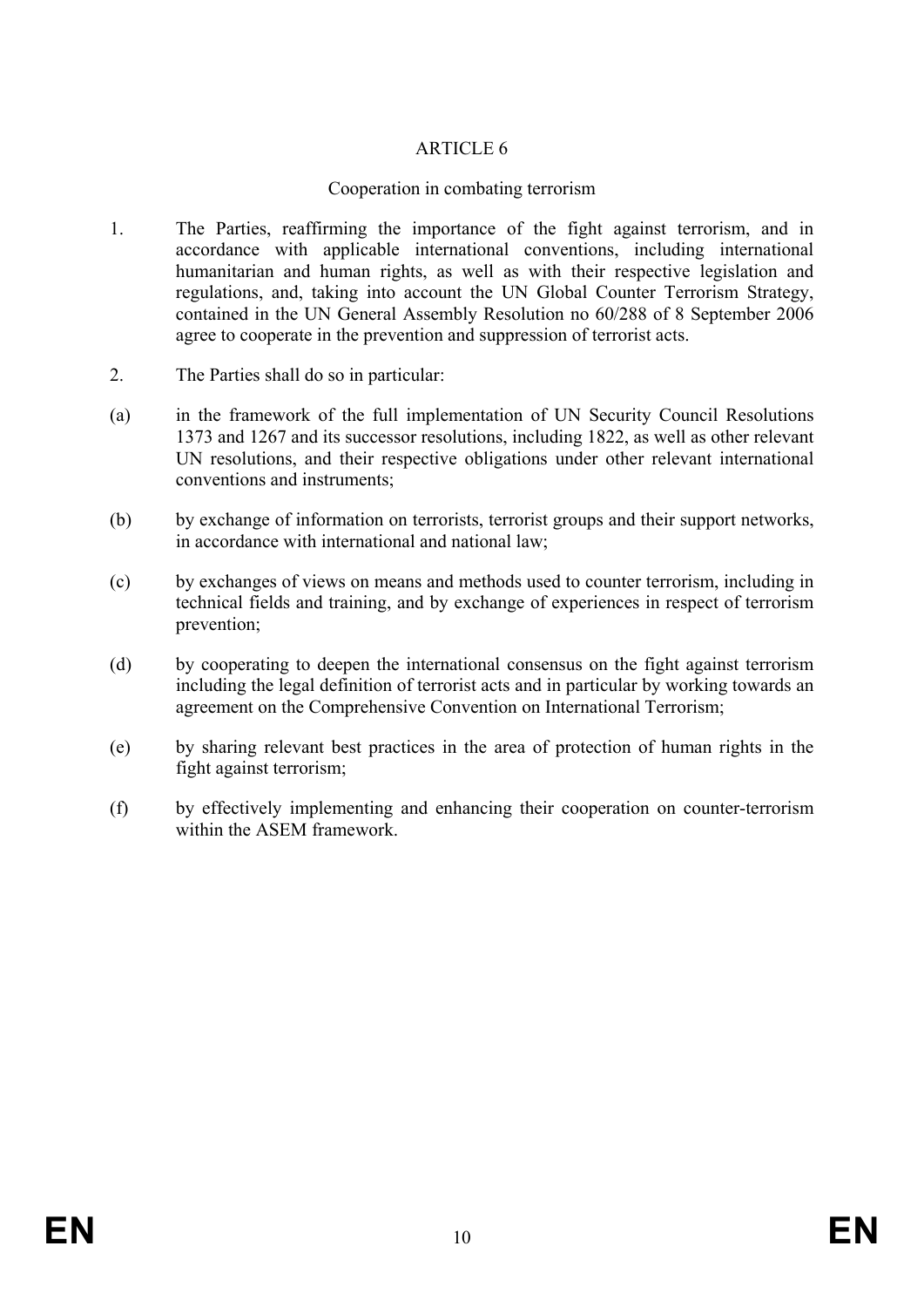## ARTICLE 6

### Cooperation in combating terrorism

1. The Parties, reaffirming the importance of the fight against terrorism, and in accordance with applicable international conventions, including international humanitarian and human rights, as well as with their respective legislation and regulations, and, taking into account the UN Global Counter Terrorism Strategy, contained in the UN General Assembly Resolution no 60/288 of 8 September 2006 agree to cooperate in the prevention and suppression of terrorist acts.

2. The Parties shall do so in particular:

(a) in the framework of the full implementation of UN Security Council Resolutions 1373 and 1267 and its successor resolutions, including 1822, as well as other relevant UN resolutions, and their respective obligations under other relevant international conventions and instruments;

(b) by exchange of information on terrorists, terrorist groups and their support networks, in accordance with international and national law;

(c) by exchanges of views on means and methods used to counter terrorism, including in technical fields and training, and by exchange of experiences in respect of terrorism prevention;

(d) by cooperating to deepen the international consensus on the fight against terrorism including the legal definition of terrorist acts and in particular by working towards an agreement on the Comprehensive Convention on International Terrorism;

(e) by sharing relevant best practices in the area of protection of human rights in the fight against terrorism;

(f) by effectively implementing and enhancing their cooperation on counter-terrorism within the ASEM framework.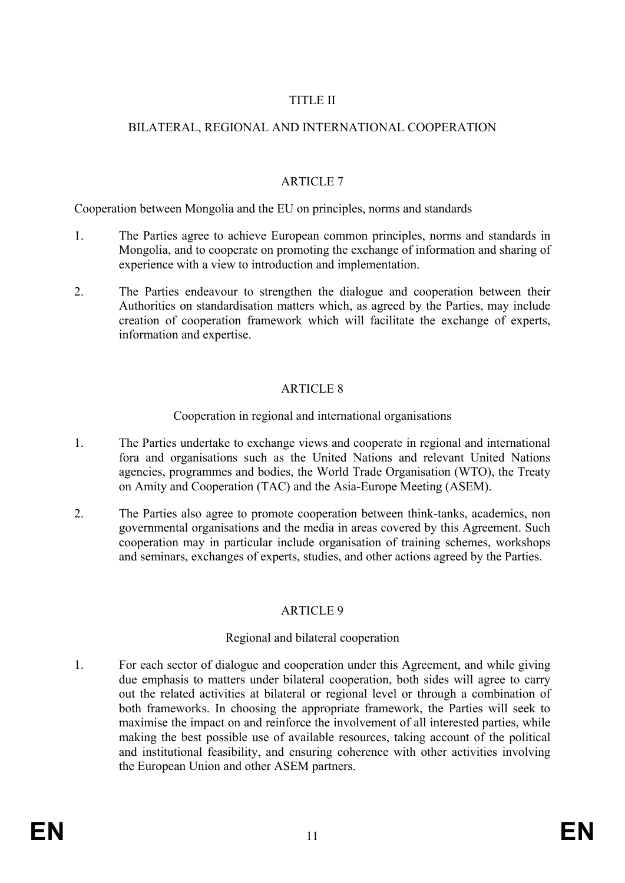# TITLE II

# BILATERAL, REGIONAL AND INTERNATIONAL COOPERATION

## ARTICLE 7

Cooperation between Mongolia and the EU on principles, norms and standards

1. The Parties agree to achieve European common principles, norms and standards in Mongolia, and to cooperate on promoting the exchange of information and sharing of experience with a view to introduction and implementation.

2. The Parties endeavour to strengthen the dialogue and cooperation between their Authorities on standardisation matters which, as agreed by the Parties, may include creation of cooperation framework which will facilitate the exchange of experts, information and expertise.

## ARTICLE 8

Cooperation in regional and international organisations

1. The Parties undertake to exchange views and cooperate in regional and international fora and organisations such as the United Nations and relevant United Nations agencies, programmes and bodies, the World Trade Organisation (WTO), the Treaty on Amity and Cooperation (TAC) and the Asia-Europe Meeting (ASEM).

2. The Parties also agree to promote cooperation between think-tanks, academics, non governmental organisations and the media in areas covered by this Agreement. Such cooperation may in particular include organisation of training schemes, workshops and seminars, exchanges of experts, studies, and other actions agreed by the Parties.

## ARTICLE 9

Regional and bilateral cooperation

1. For each sector of dialogue and cooperation under this Agreement, and while giving due emphasis to matters under bilateral cooperation, both sides will agree to carry out the related activities at bilateral or regional level or through a combination of both frameworks. In choosing the appropriate framework, the Parties will seek to maximise the impact on and reinforce the involvement of all interested parties, while making the best possible use of available resources, taking account of the political and institutional feasibility, and ensuring coherence with other activities involving the European Union and other ASEM partners.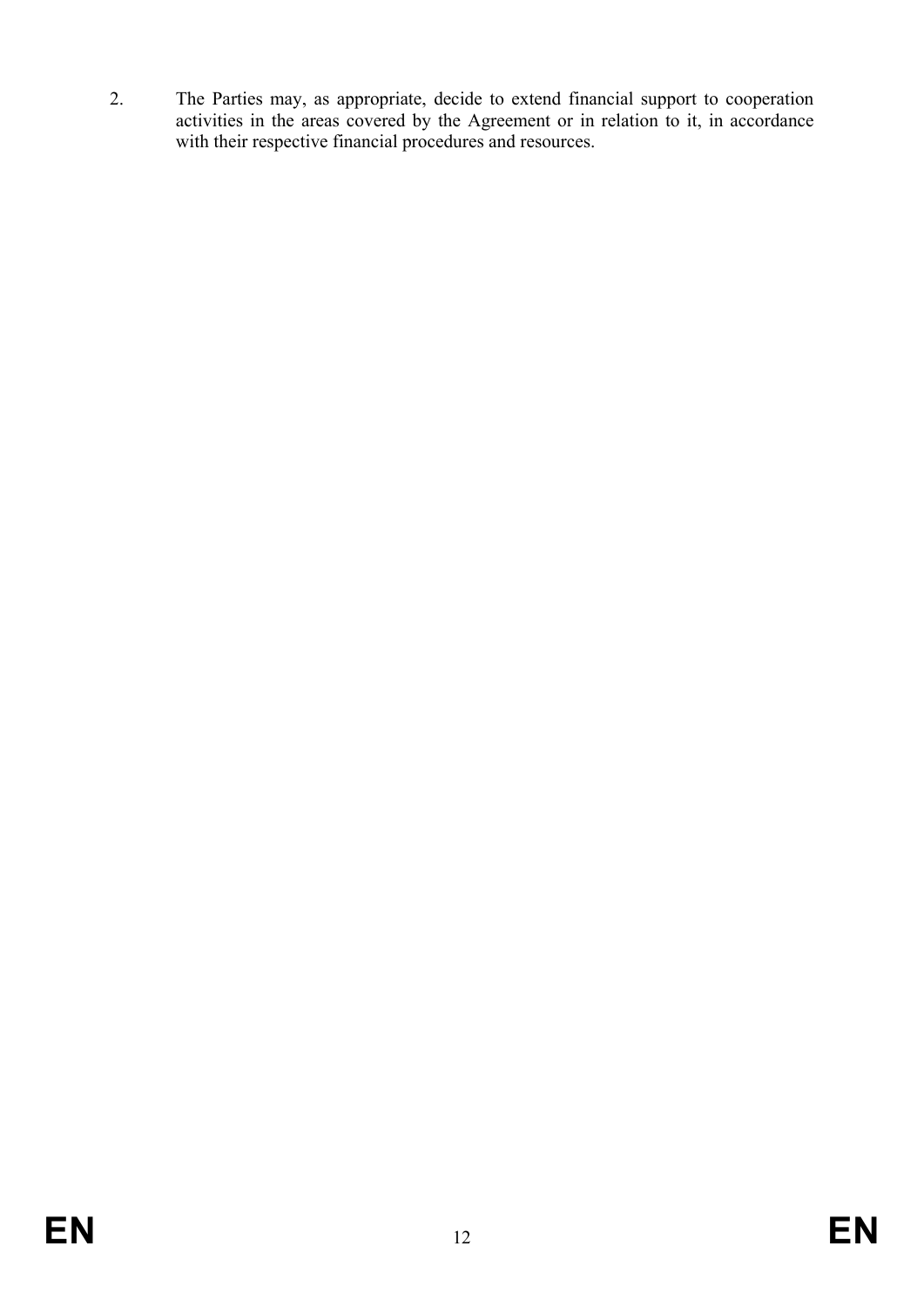2. The Parties may, as appropriate, decide to extend financial support to cooperation activities in the areas covered by the Agreement or in relation to it, in accordance with their respective financial procedures and resources.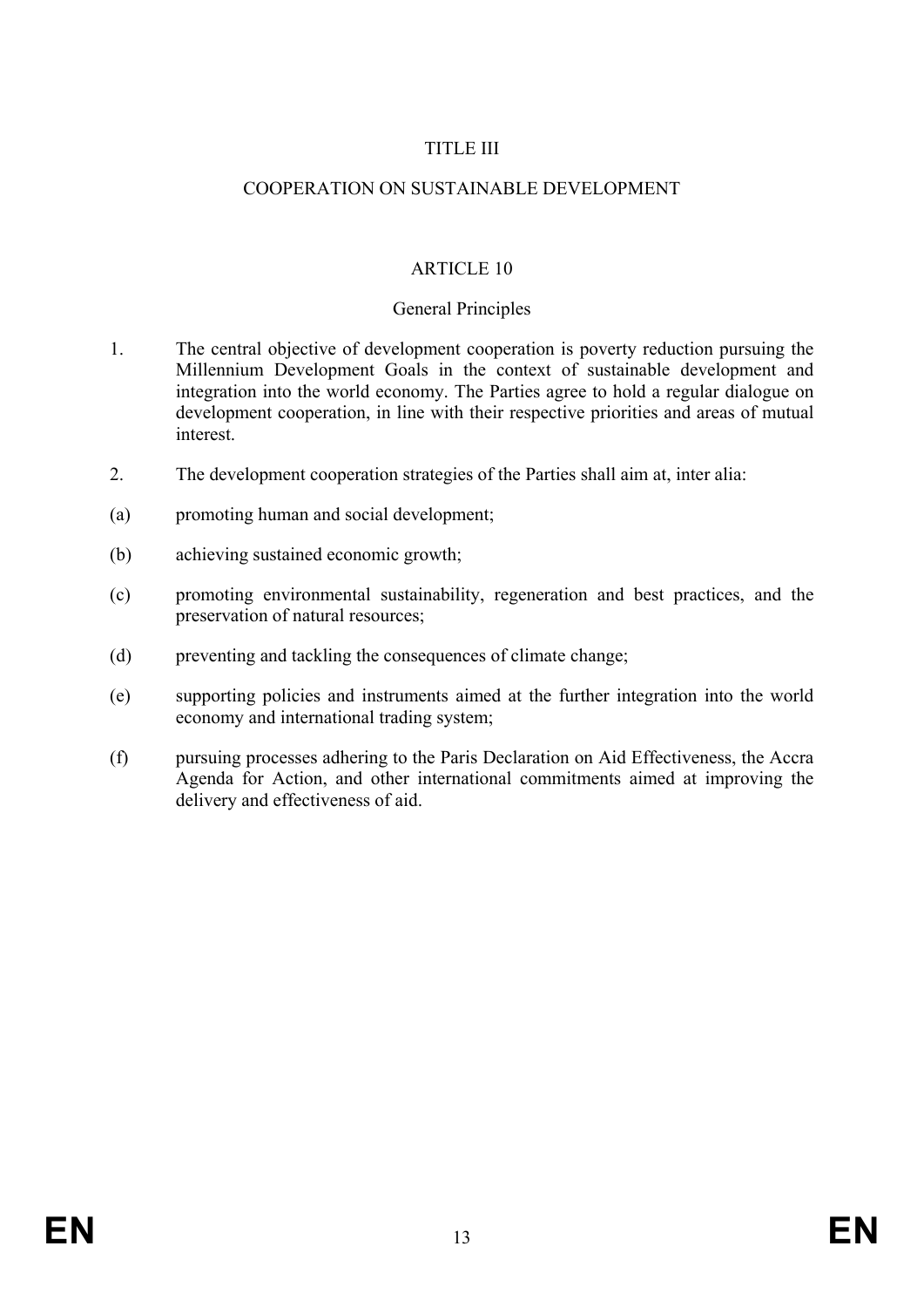## TITLE III

## COOPERATION ON SUSTAINABLE DEVELOPMENT

### ARTICLE 10

### General Principles

1. The central objective of development cooperation is poverty reduction pursuing the Millennium Development Goals in the context of sustainable development and integration into the world economy. The Parties agree to hold a regular dialogue on development cooperation, in line with their respective priorities and areas of mutual interest.

2. The development cooperation strategies of the Parties shall aim at, inter alia:

(a) promoting human and social development;

(b) achieving sustained economic growth;

(c) promoting environmental sustainability, regeneration and best practices, and the preservation of natural resources;

(d) preventing and tackling the consequences of climate change;

(e) supporting policies and instruments aimed at the further integration into the world economy and international trading system;

(f) pursuing processes adhering to the Paris Declaration on Aid Effectiveness, the Accra Agenda for Action, and other international commitments aimed at improving the delivery and effectiveness of aid.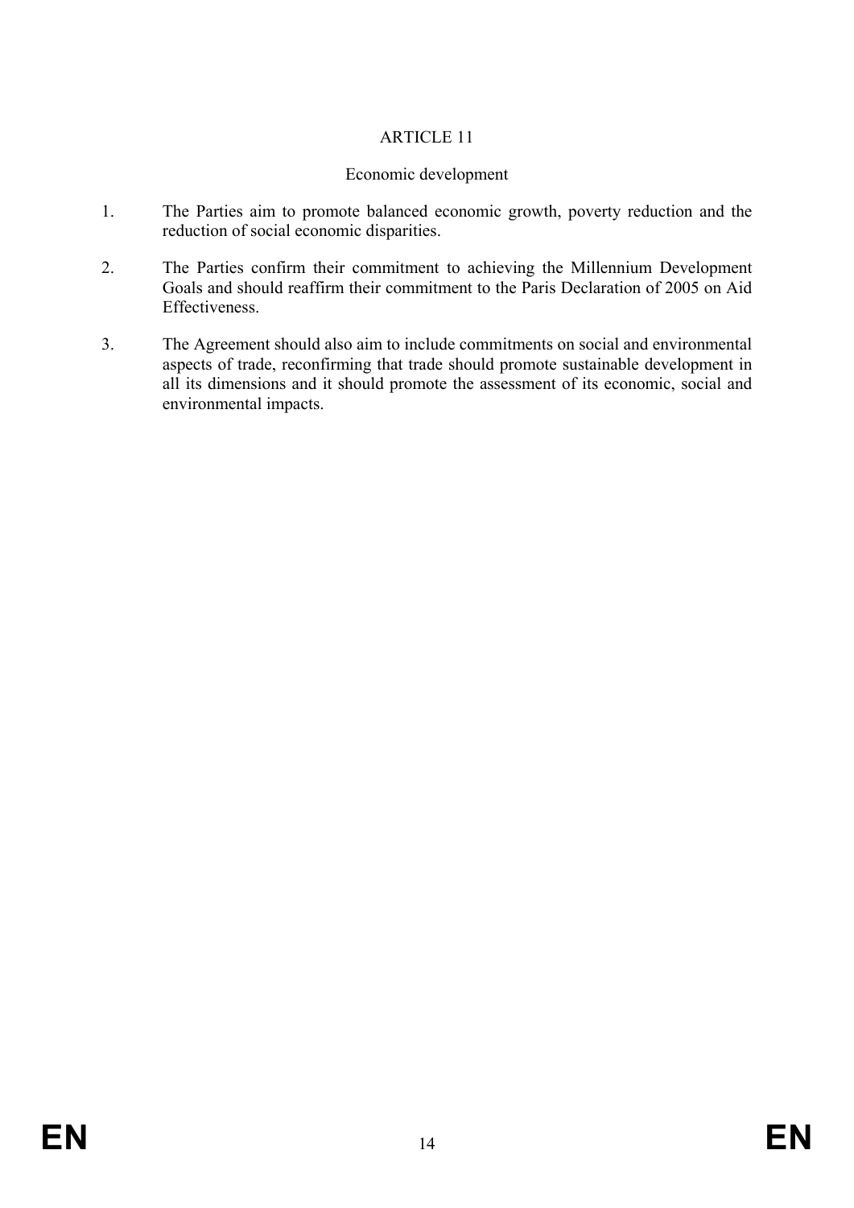## ARTICLE 11

### Economic development

1. The Parties aim to promote balanced economic growth, poverty reduction and the reduction of social economic disparities.

2. The Parties confirm their commitment to achieving the Millennium Development Goals and should reaffirm their commitment to the Paris Declaration of 2005 on Aid Effectiveness.

3. The Agreement should also aim to include commitments on social and environmental aspects of trade, reconfirming that trade should promote sustainable development in all its dimensions and it should promote the assessment of its economic, social and environmental impacts.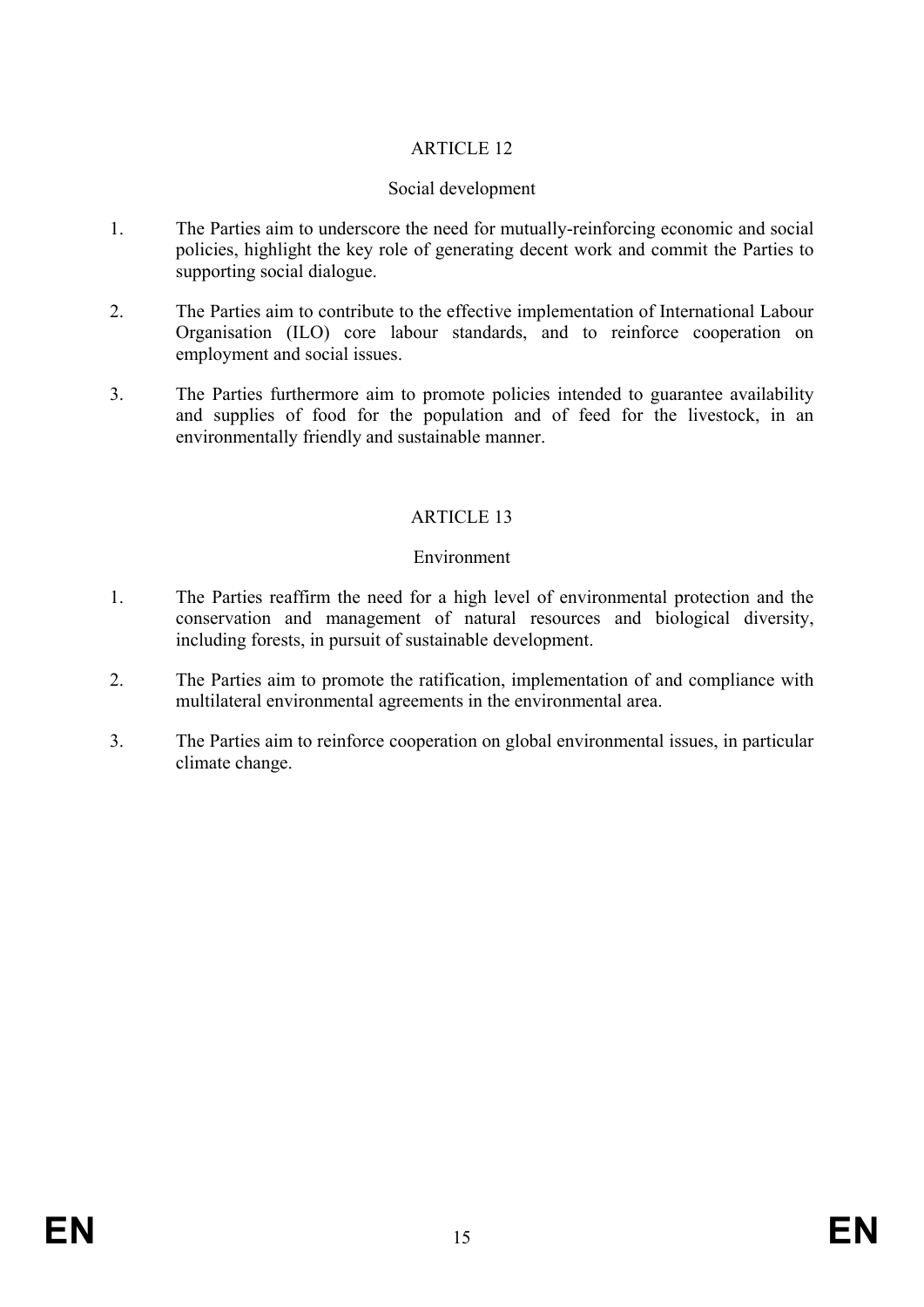## ARTICLE 12

### Social development

1. The Parties aim to underscore the need for mutually-reinforcing economic and social policies, highlight the key role of generating decent work and commit the Parties to supporting social dialogue.

2. The Parties aim to contribute to the effective implementation of International Labour Organisation (ILO) core labour standards, and to reinforce cooperation on employment and social issues.

3. The Parties furthermore aim to promote policies intended to guarantee availability and supplies of food for the population and of feed for the livestock, in an environmentally friendly and sustainable manner.

## ARTICLE 13

### Environment

1. The Parties reaffirm the need for a high level of environmental protection and the conservation and management of natural resources and biological diversity, including forests, in pursuit of sustainable development.

2. The Parties aim to promote the ratification, implementation of and compliance with multilateral environmental agreements in the environmental area.

3. The Parties aim to reinforce cooperation on global environmental issues, in particular climate change.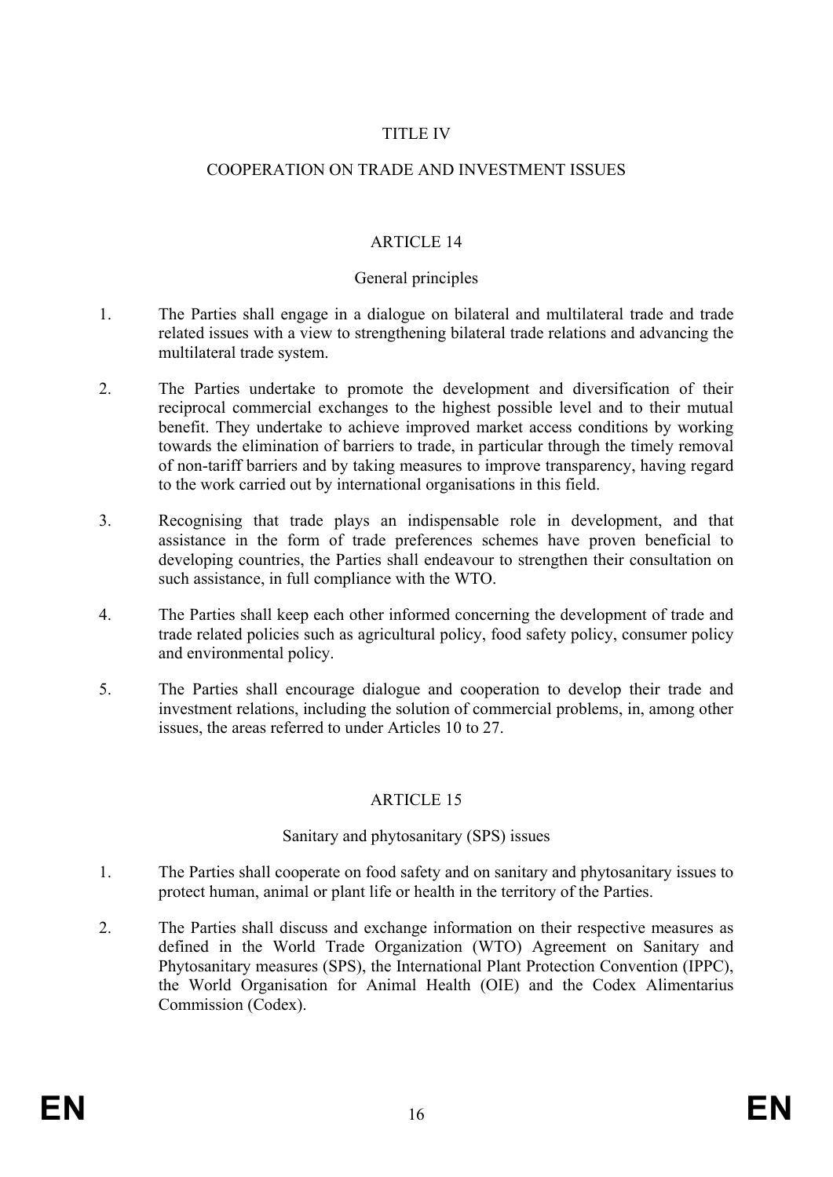# TITLE IV

# COOPERATION ON TRADE AND INVESTMENT ISSUES

## ARTICLE 14

### General principles

1. The Parties shall engage in a dialogue on bilateral and multilateral trade and trade related issues with a view to strengthening bilateral trade relations and advancing the multilateral trade system.

2. The Parties undertake to promote the development and diversification of their reciprocal commercial exchanges to the highest possible level and to their mutual benefit. They undertake to achieve improved market access conditions by working towards the elimination of barriers to trade, in particular through the timely removal of non-tariff barriers and by taking measures to improve transparency, having regard to the work carried out by international organisations in this field.

3. Recognising that trade plays an indispensable role in development, and that assistance in the form of trade preferences schemes have proven beneficial to developing countries, the Parties shall endeavour to strengthen their consultation on such assistance, in full compliance with the WTO.

4. The Parties shall keep each other informed concerning the development of trade and trade related policies such as agricultural policy, food safety policy, consumer policy and environmental policy.

5. The Parties shall encourage dialogue and cooperation to develop their trade and investment relations, including the solution of commercial problems, in, among other issues, the areas referred to under Articles 10 to 27.

## ARTICLE 15

### Sanitary and phytosanitary (SPS) issues

1. The Parties shall cooperate on food safety and on sanitary and phytosanitary issues to protect human, animal or plant life or health in the territory of the Parties.

2. The Parties shall discuss and exchange information on their respective measures as defined in the World Trade Organization (WTO) Agreement on Sanitary and Phytosanitary measures (SPS), the International Plant Protection Convention (IPPC), the World Organisation for Animal Health (OIE) and the Codex Alimentarius Commission (Codex).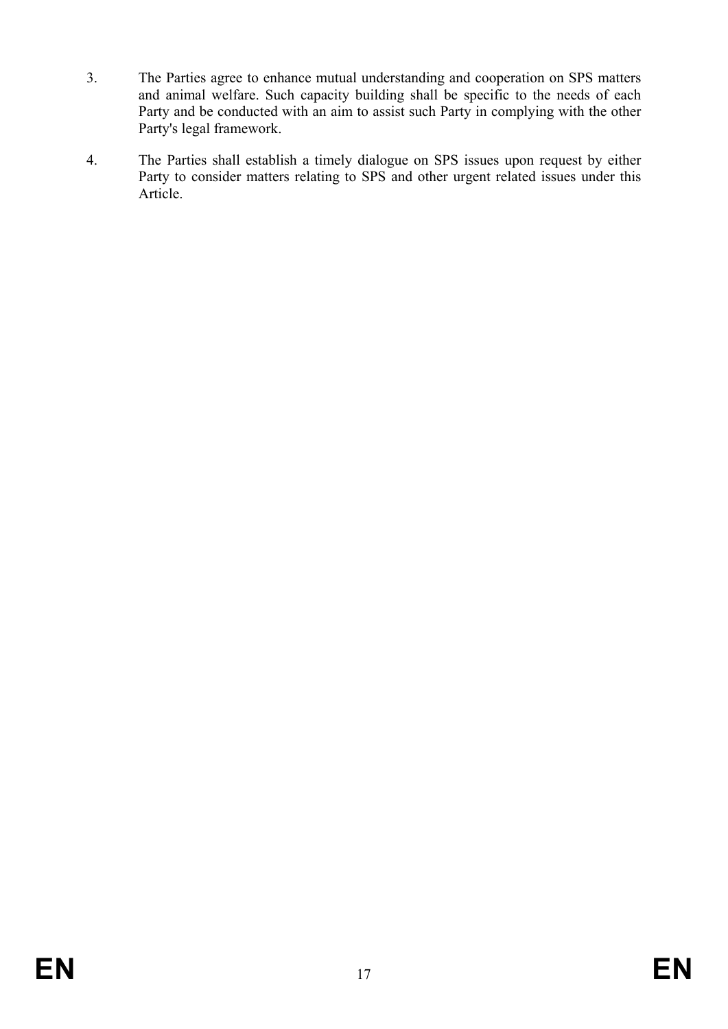3. The Parties agree to enhance mutual understanding and cooperation on SPS matters and animal welfare. Such capacity building shall be specific to the needs of each Party and be conducted with an aim to assist such Party in complying with the other Party's legal framework.

4. The Parties shall establish a timely dialogue on SPS issues upon request by either Party to consider matters relating to SPS and other urgent related issues under this Article.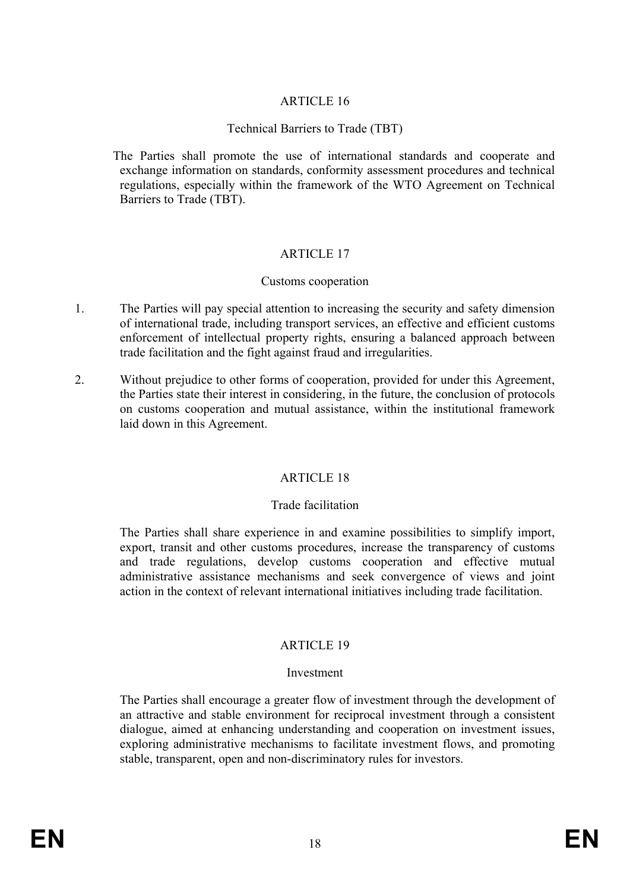## ARTICLE 16

### Technical Barriers to Trade (TBT)

The Parties shall promote the use of international standards and cooperate and exchange information on standards, conformity assessment procedures and technical regulations, especially within the framework of the WTO Agreement on Technical Barriers to Trade (TBT).

## ARTICLE 17

### Customs cooperation

1. The Parties will pay special attention to increasing the security and safety dimension of international trade, including transport services, an effective and efficient customs enforcement of intellectual property rights, ensuring a balanced approach between trade facilitation and the fight against fraud and irregularities.

2. Without prejudice to other forms of cooperation, provided for under this Agreement, the Parties state their interest in considering, in the future, the conclusion of protocols on customs cooperation and mutual assistance, within the institutional framework laid down in this Agreement.

## ARTICLE 18

### Trade facilitation

The Parties shall share experience in and examine possibilities to simplify import, export, transit and other customs procedures, increase the transparency of customs and trade regulations, develop customs cooperation and effective mutual administrative assistance mechanisms and seek convergence of views and joint action in the context of relevant international initiatives including trade facilitation.

## ARTICLE 19

### Investment

The Parties shall encourage a greater flow of investment through the development of an attractive and stable environment for reciprocal investment through a consistent dialogue, aimed at enhancing understanding and cooperation on investment issues, exploring administrative mechanisms to facilitate investment flows, and promoting stable, transparent, open and non-discriminatory rules for investors.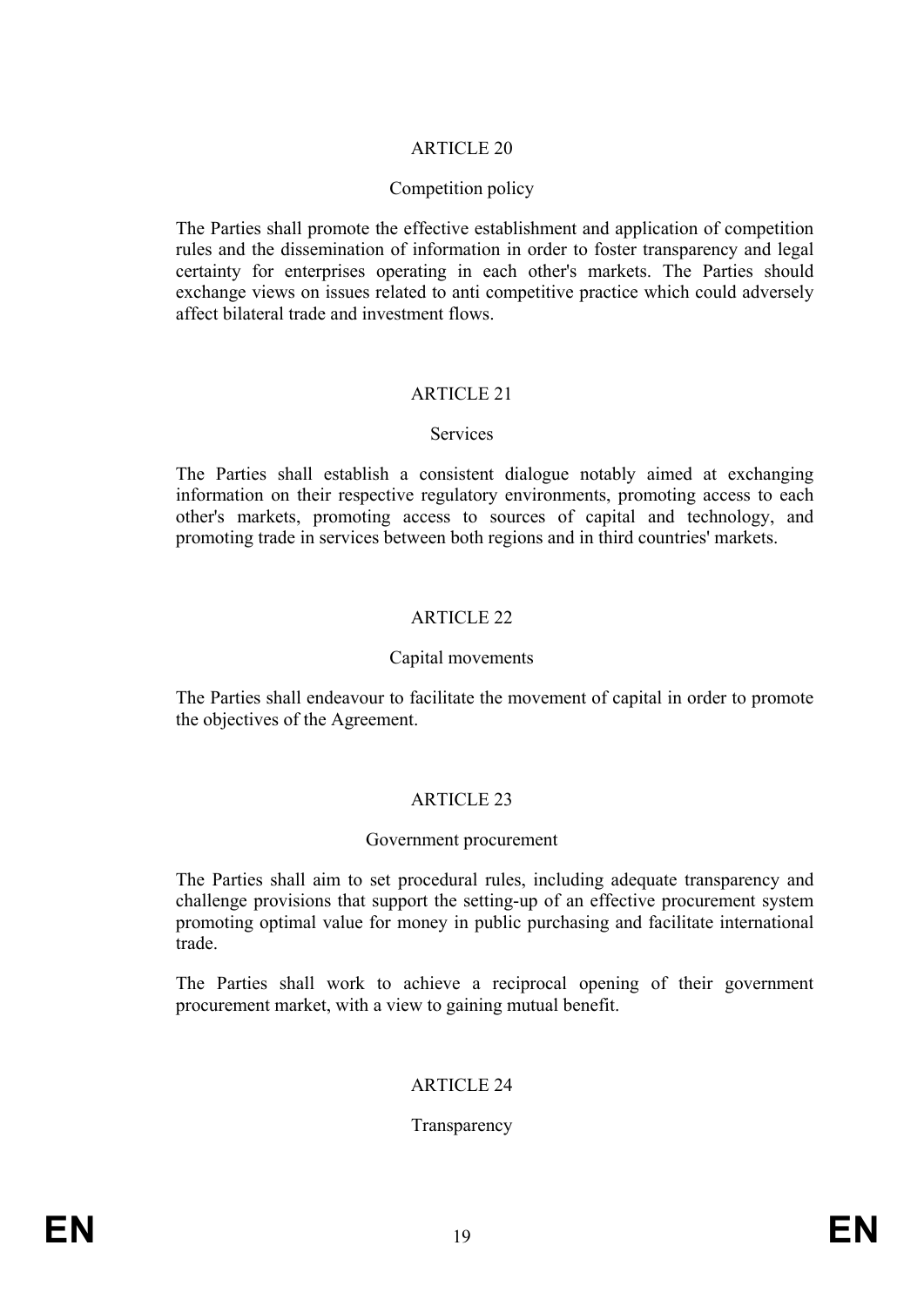## ARTICLE 20

### Competition policy

The Parties shall promote the effective establishment and application of competition rules and the dissemination of information in order to foster transparency and legal certainty for enterprises operating in each other's markets. The Parties should exchange views on issues related to anti competitive practice which could adversely affect bilateral trade and investment flows.

## ARTICLE 21

### Services

The Parties shall establish a consistent dialogue notably aimed at exchanging information on their respective regulatory environments, promoting access to each other's markets, promoting access to sources of capital and technology, and promoting trade in services between both regions and in third countries' markets.

## ARTICLE 22

### Capital movements

The Parties shall endeavour to facilitate the movement of capital in order to promote the objectives of the Agreement.

## ARTICLE 23

### Government procurement

The Parties shall aim to set procedural rules, including adequate transparency and challenge provisions that support the setting-up of an effective procurement system promoting optimal value for money in public purchasing and facilitate international trade.

The Parties shall work to achieve a reciprocal opening of their government procurement market, with a view to gaining mutual benefit.

## ARTICLE 24

### Transparency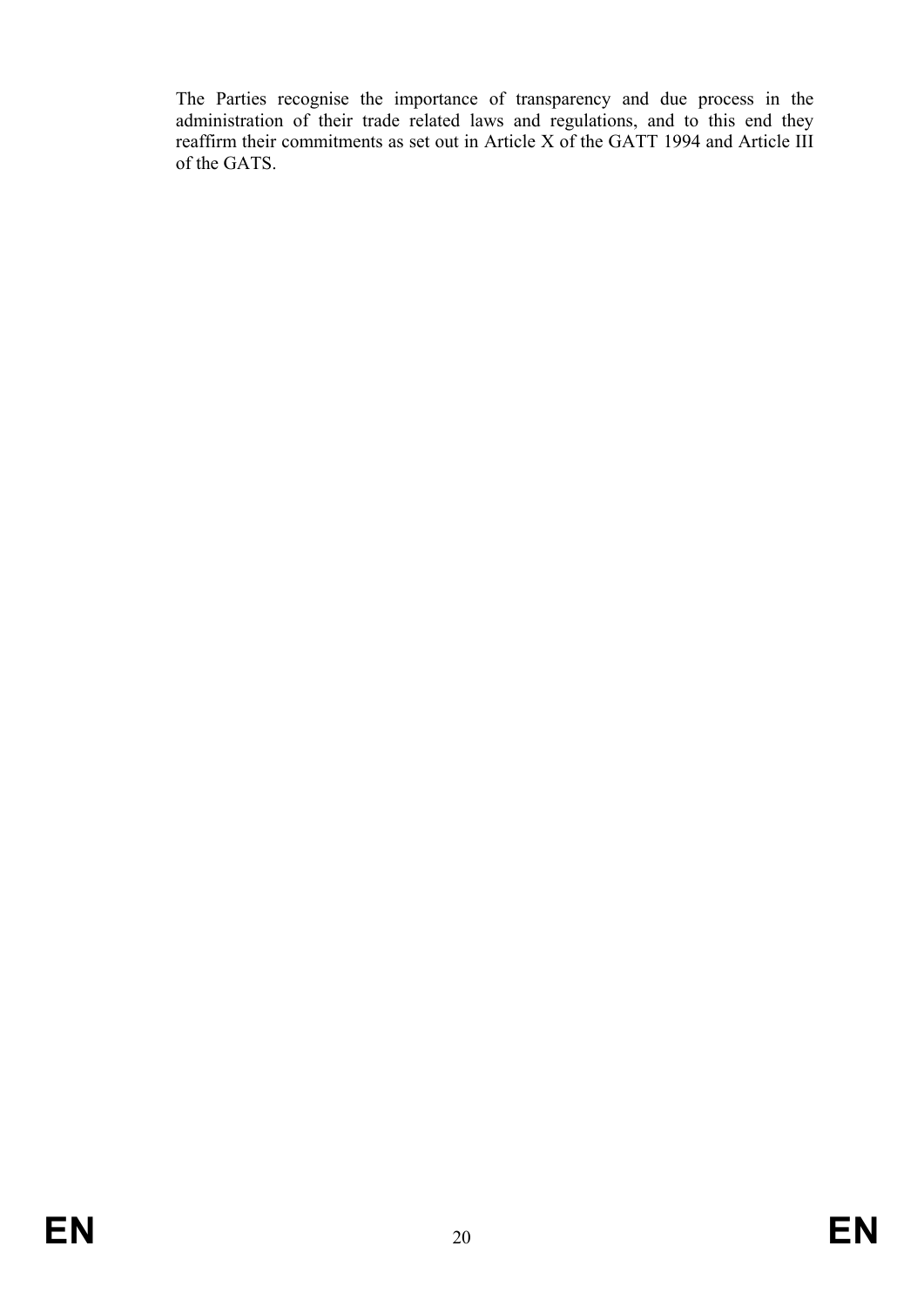The Parties recognise the importance of transparency and due process in the administration of their trade related laws and regulations, and to this end they reaffirm their commitments as set out in Article X of the GATT 1994 and Article III of the GATS.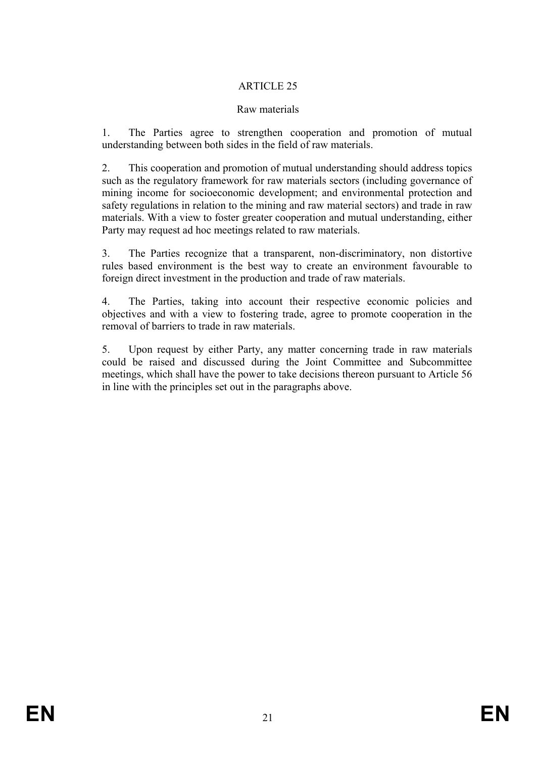## ARTICLE 25

### Raw materials

1. The Parties agree to strengthen cooperation and promotion of mutual understanding between both sides in the field of raw materials.

2. This cooperation and promotion of mutual understanding should address topics such as the regulatory framework for raw materials sectors (including governance of mining income for socioeconomic development; and environmental protection and safety regulations in relation to the mining and raw material sectors) and trade in raw materials. With a view to foster greater cooperation and mutual understanding, either Party may request ad hoc meetings related to raw materials.

3. The Parties recognize that a transparent, non-discriminatory, non distortive rules based environment is the best way to create an environment favourable to foreign direct investment in the production and trade of raw materials.

4. The Parties, taking into account their respective economic policies and objectives and with a view to fostering trade, agree to promote cooperation in the removal of barriers to trade in raw materials.

5. Upon request by either Party, any matter concerning trade in raw materials could be raised and discussed during the Joint Committee and Subcommittee meetings, which shall have the power to take decisions thereon pursuant to Article 56 in line with the principles set out in the paragraphs above.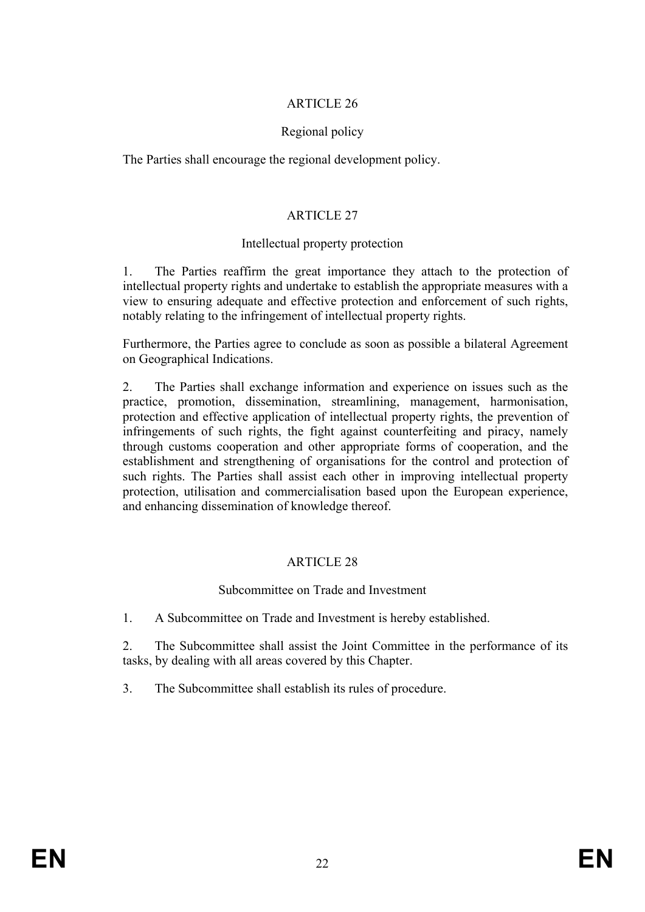## ARTICLE 26

### Regional policy

The Parties shall encourage the regional development policy.

## ARTICLE 27

### Intellectual property protection

1. The Parties reaffirm the great importance they attach to the protection of intellectual property rights and undertake to establish the appropriate measures with a view to ensuring adequate and effective protection and enforcement of such rights, notably relating to the infringement of intellectual property rights.

Furthermore, the Parties agree to conclude as soon as possible a bilateral Agreement on Geographical Indications.

2. The Parties shall exchange information and experience on issues such as the practice, promotion, dissemination, streamlining, management, harmonisation, protection and effective application of intellectual property rights, the prevention of infringements of such rights, the fight against counterfeiting and piracy, namely through customs cooperation and other appropriate forms of cooperation, and the establishment and strengthening of organisations for the control and protection of such rights. The Parties shall assist each other in improving intellectual property protection, utilisation and commercialisation based upon the European experience, and enhancing dissemination of knowledge thereof.

## ARTICLE 28

### Subcommittee on Trade and Investment

1. A Subcommittee on Trade and Investment is hereby established.

2. The Subcommittee shall assist the Joint Committee in the performance of its tasks, by dealing with all areas covered by this Chapter.

3. The Subcommittee shall establish its rules of procedure.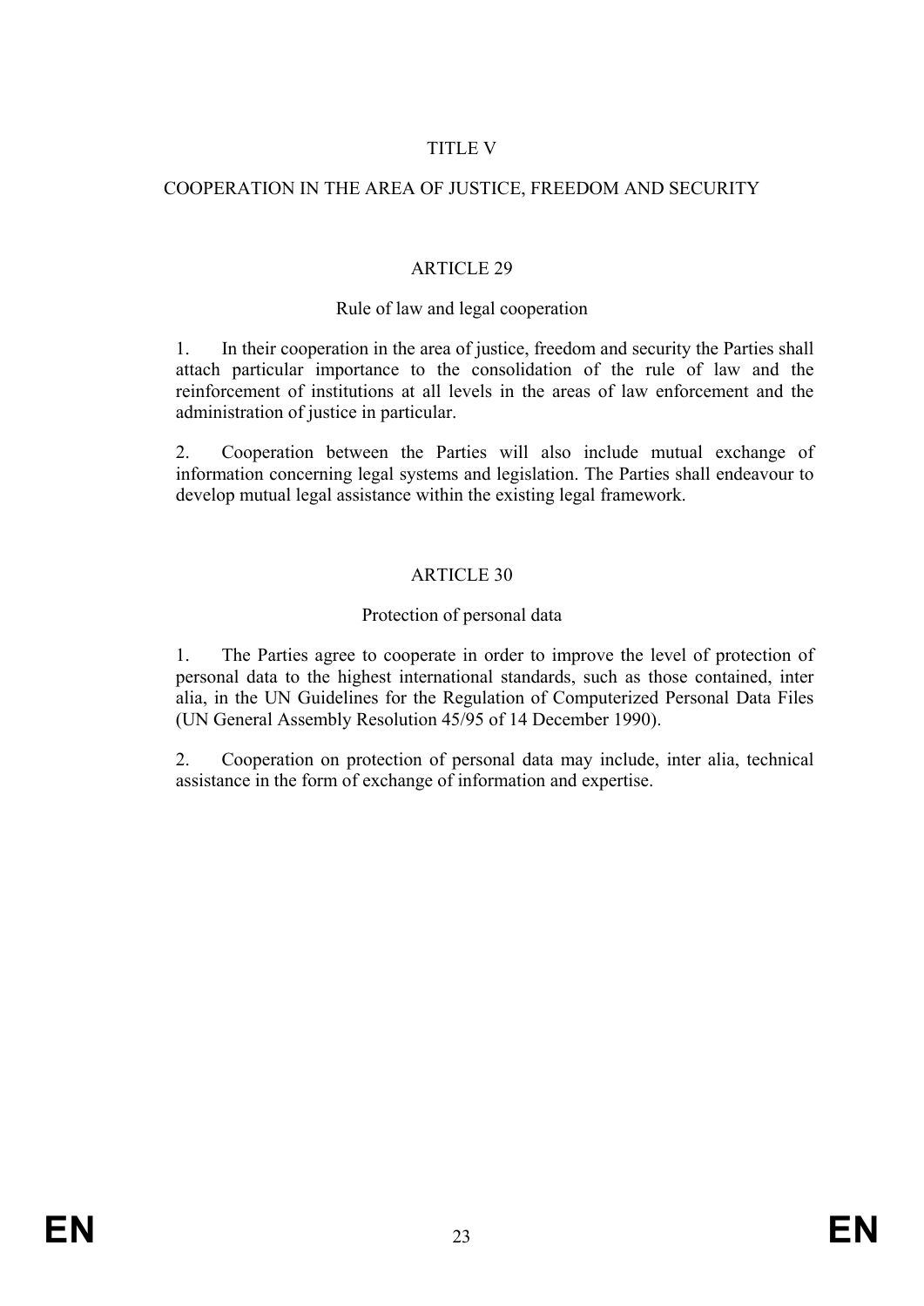# TITLE V

# COOPERATION IN THE AREA OF JUSTICE, FREEDOM AND SECURITY

## ARTICLE 29

### Rule of law and legal cooperation

1. In their cooperation in the area of justice, freedom and security the Parties shall attach particular importance to the consolidation of the rule of law and the reinforcement of institutions at all levels in the areas of law enforcement and the administration of justice in particular.

2. Cooperation between the Parties will also include mutual exchange of information concerning legal systems and legislation. The Parties shall endeavour to develop mutual legal assistance within the existing legal framework.

## ARTICLE 30

### Protection of personal data

1. The Parties agree to cooperate in order to improve the level of protection of personal data to the highest international standards, such as those contained, inter alia, in the UN Guidelines for the Regulation of Computerized Personal Data Files (UN General Assembly Resolution 45/95 of 14 December 1990).

2. Cooperation on protection of personal data may include, inter alia, technical assistance in the form of exchange of information and expertise.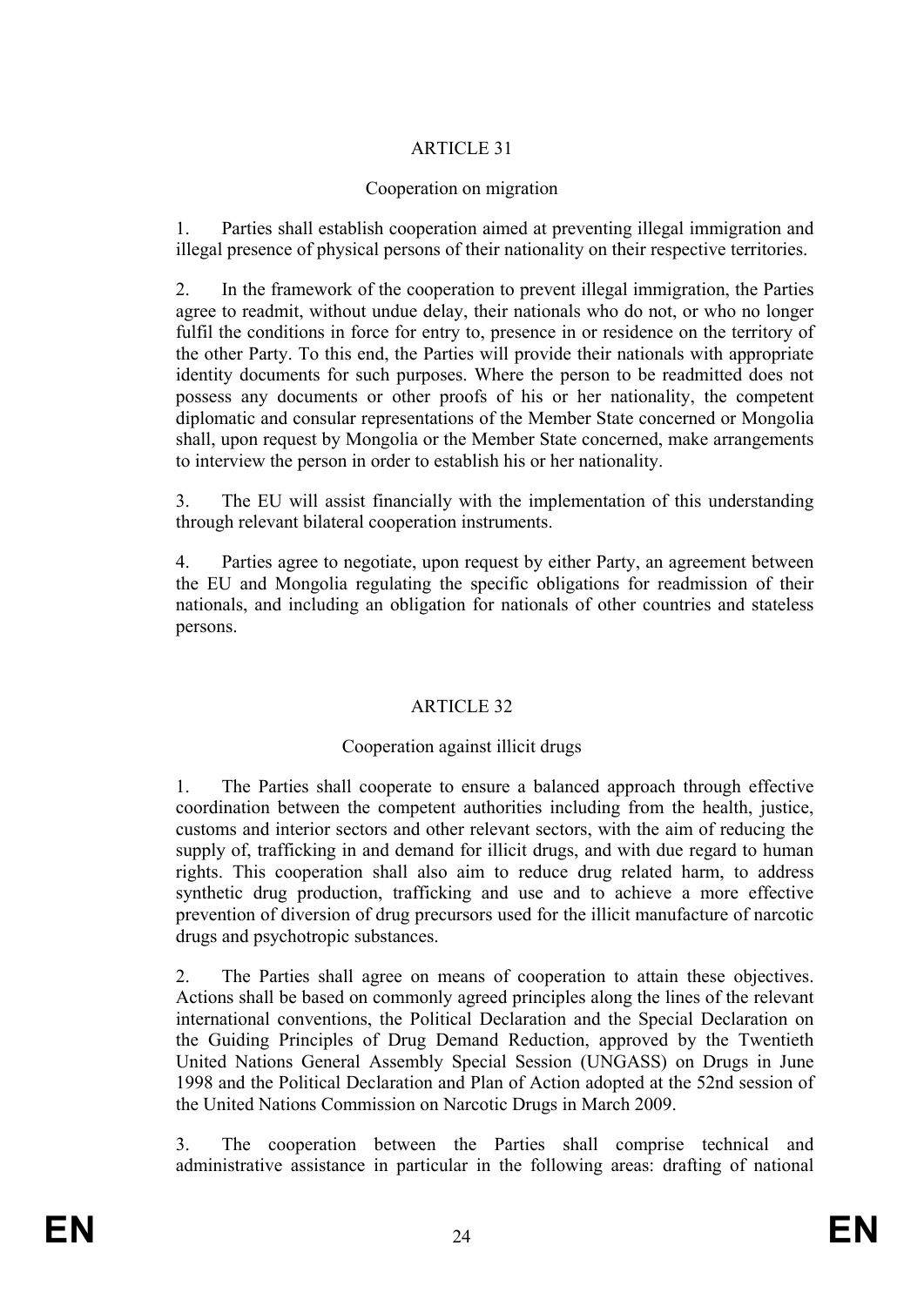## ARTICLE 31

### Cooperation on migration

1. Parties shall establish cooperation aimed at preventing illegal immigration and illegal presence of physical persons of their nationality on their respective territories.

2. In the framework of the cooperation to prevent illegal immigration, the Parties agree to readmit, without undue delay, their nationals who do not, or who no longer fulfil the conditions in force for entry to, presence in or residence on the territory of the other Party. To this end, the Parties will provide their nationals with appropriate identity documents for such purposes. Where the person to be readmitted does not possess any documents or other proofs of his or her nationality, the competent diplomatic and consular representations of the Member State concerned or Mongolia shall, upon request by Mongolia or the Member State concerned, make arrangements to interview the person in order to establish his or her nationality.

3. The EU will assist financially with the implementation of this understanding through relevant bilateral cooperation instruments.

4. Parties agree to negotiate, upon request by either Party, an agreement between the EU and Mongolia regulating the specific obligations for readmission of their nationals, and including an obligation for nationals of other countries and stateless persons.

## ARTICLE 32

### Cooperation against illicit drugs

1. The Parties shall cooperate to ensure a balanced approach through effective coordination between the competent authorities including from the health, justice, customs and interior sectors and other relevant sectors, with the aim of reducing the supply of, trafficking in and demand for illicit drugs, and with due regard to human rights. This cooperation shall also aim to reduce drug related harm, to address synthetic drug production, trafficking and use and to achieve a more effective prevention of diversion of drug precursors used for the illicit manufacture of narcotic drugs and psychotropic substances.

2. The Parties shall agree on means of cooperation to attain these objectives. Actions shall be based on commonly agreed principles along the lines of the relevant international conventions, the Political Declaration and the Special Declaration on the Guiding Principles of Drug Demand Reduction, approved by the Twentieth United Nations General Assembly Special Session (UNGASS) on Drugs in June 1998 and the Political Declaration and Plan of Action adopted at the 52nd session of the United Nations Commission on Narcotic Drugs in March 2009.

3. The cooperation between the Parties shall comprise technical and administrative assistance in particular in the following areas: drafting of national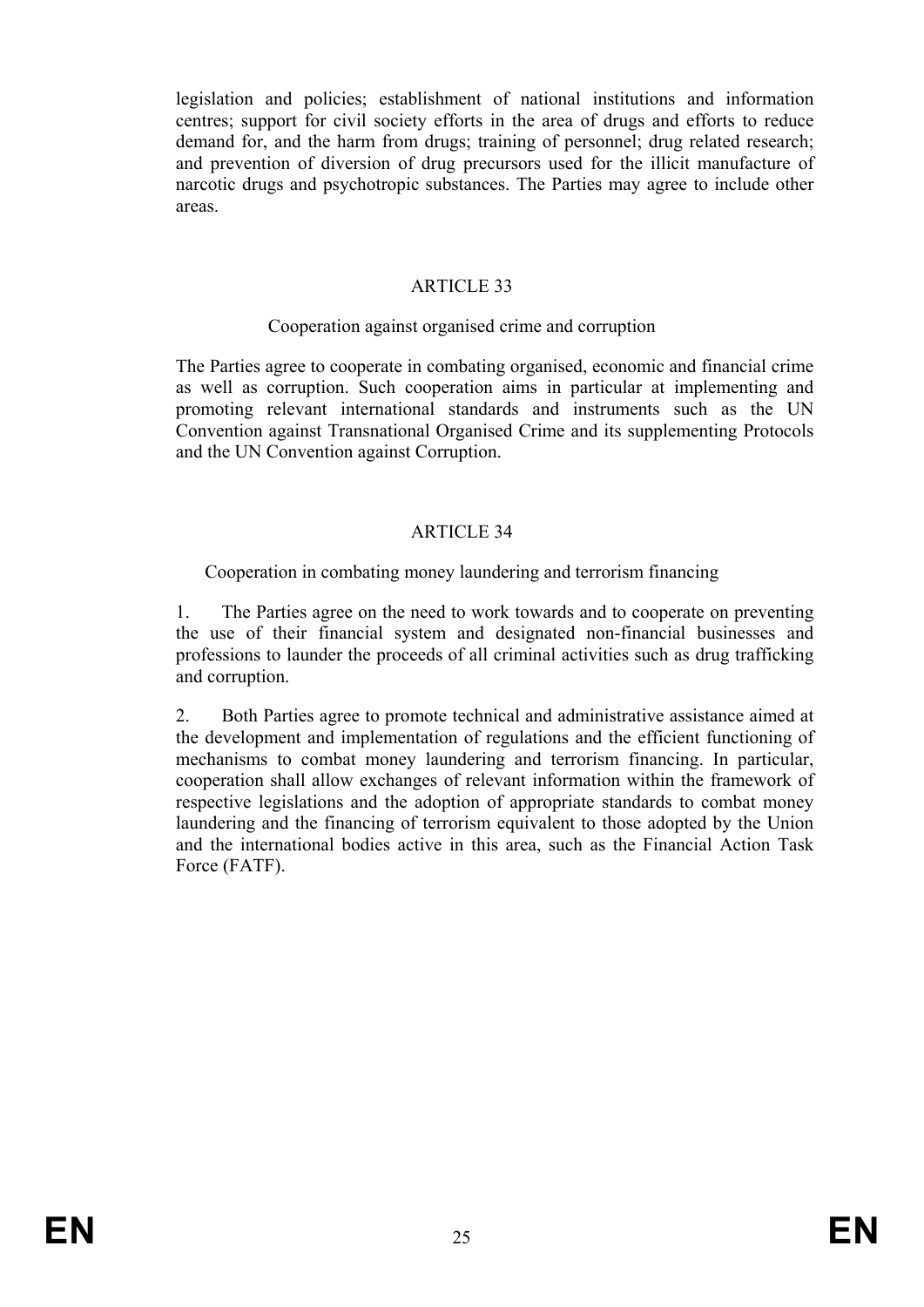legislation and policies; establishment of national institutions and information centres; support for civil society efforts in the area of drugs and efforts to reduce demand for, and the harm from drugs; training of personnel; drug related research; and prevention of diversion of drug precursors used for the illicit manufacture of narcotic drugs and psychotropic substances. The Parties may agree to include other areas.

## ARTICLE 33

### Cooperation against organised crime and corruption

The Parties agree to cooperate in combating organised, economic and financial crime as well as corruption. Such cooperation aims in particular at implementing and promoting relevant international standards and instruments such as the UN Convention against Transnational Organised Crime and its supplementing Protocols and the UN Convention against Corruption.

## ARTICLE 34

### Cooperation in combating money laundering and terrorism financing

1. The Parties agree on the need to work towards and to cooperate on preventing the use of their financial system and designated non-financial businesses and professions to launder the proceeds of all criminal activities such as drug trafficking and corruption.

2. Both Parties agree to promote technical and administrative assistance aimed at the development and implementation of regulations and the efficient functioning of mechanisms to combat money laundering and terrorism financing. In particular, cooperation shall allow exchanges of relevant information within the framework of respective legislations and the adoption of appropriate standards to combat money laundering and the financing of terrorism equivalent to those adopted by the Union and the international bodies active in this area, such as the Financial Action Task Force (FATF).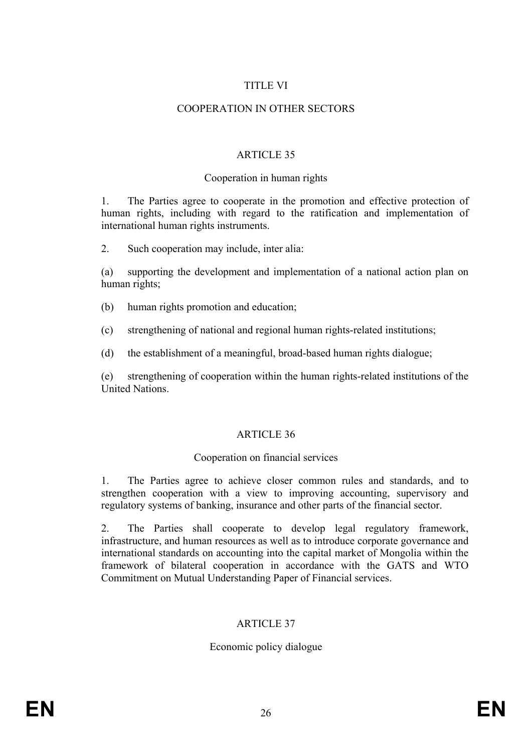# TITLE VI

# COOPERATION IN OTHER SECTORS

## ARTICLE 35

### Cooperation in human rights

1. The Parties agree to cooperate in the promotion and effective protection of human rights, including with regard to the ratification and implementation of international human rights instruments.

2. Such cooperation may include, inter alia:

(a) supporting the development and implementation of a national action plan on human rights;

(b) human rights promotion and education;

(c) strengthening of national and regional human rights-related institutions;

(d) the establishment of a meaningful, broad-based human rights dialogue;

(e) strengthening of cooperation within the human rights-related institutions of the United Nations.

## ARTICLE 36

### Cooperation on financial services

1. The Parties agree to achieve closer common rules and standards, and to strengthen cooperation with a view to improving accounting, supervisory and regulatory systems of banking, insurance and other parts of the financial sector.

2. The Parties shall cooperate to develop legal regulatory framework, infrastructure, and human resources as well as to introduce corporate governance and international standards on accounting into the capital market of Mongolia within the framework of bilateral cooperation in accordance with the GATS and WTO Commitment on Mutual Understanding Paper of Financial services.

## ARTICLE 37

### Economic policy dialogue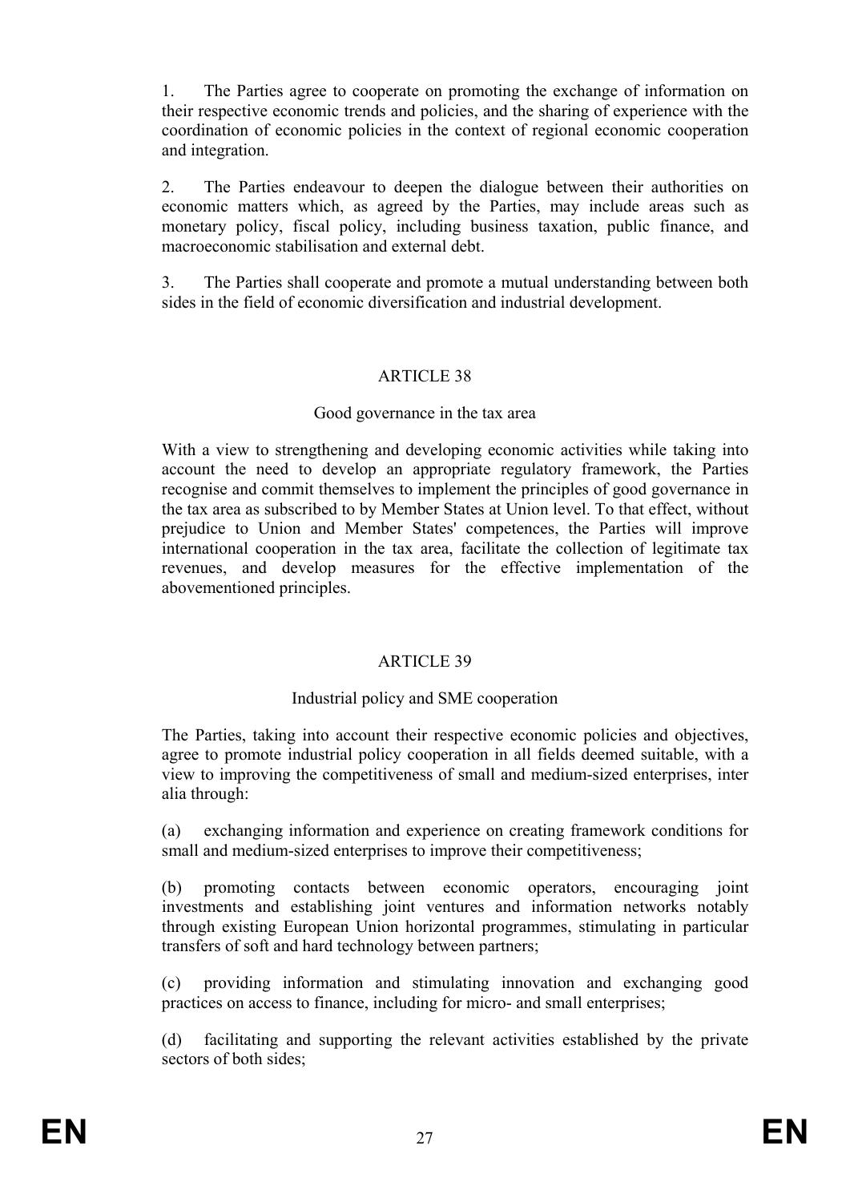1. The Parties agree to cooperate on promoting the exchange of information on their respective economic trends and policies, and the sharing of experience with the coordination of economic policies in the context of regional economic cooperation and integration.

2. The Parties endeavour to deepen the dialogue between their authorities on economic matters which, as agreed by the Parties, may include areas such as monetary policy, fiscal policy, including business taxation, public finance, and macroeconomic stabilisation and external debt.

3. The Parties shall cooperate and promote a mutual understanding between both sides in the field of economic diversification and industrial development.

## ARTICLE 38

### Good governance in the tax area

With a view to strengthening and developing economic activities while taking into account the need to develop an appropriate regulatory framework, the Parties recognise and commit themselves to implement the principles of good governance in the tax area as subscribed to by Member States at Union level. To that effect, without prejudice to Union and Member States' competences, the Parties will improve international cooperation in the tax area, facilitate the collection of legitimate tax revenues, and develop measures for the effective implementation of the abovementioned principles.

## ARTICLE 39

### Industrial policy and SME cooperation

The Parties, taking into account their respective economic policies and objectives, agree to promote industrial policy cooperation in all fields deemed suitable, with a view to improving the competitiveness of small and medium-sized enterprises, inter alia through:

(a) exchanging information and experience on creating framework conditions for small and medium-sized enterprises to improve their competitiveness;

(b) promoting contacts between economic operators, encouraging joint investments and establishing joint ventures and information networks notably through existing European Union horizontal programmes, stimulating in particular transfers of soft and hard technology between partners;

(c) providing information and stimulating innovation and exchanging good practices on access to finance, including for micro- and small enterprises;

(d) facilitating and supporting the relevant activities established by the private sectors of both sides;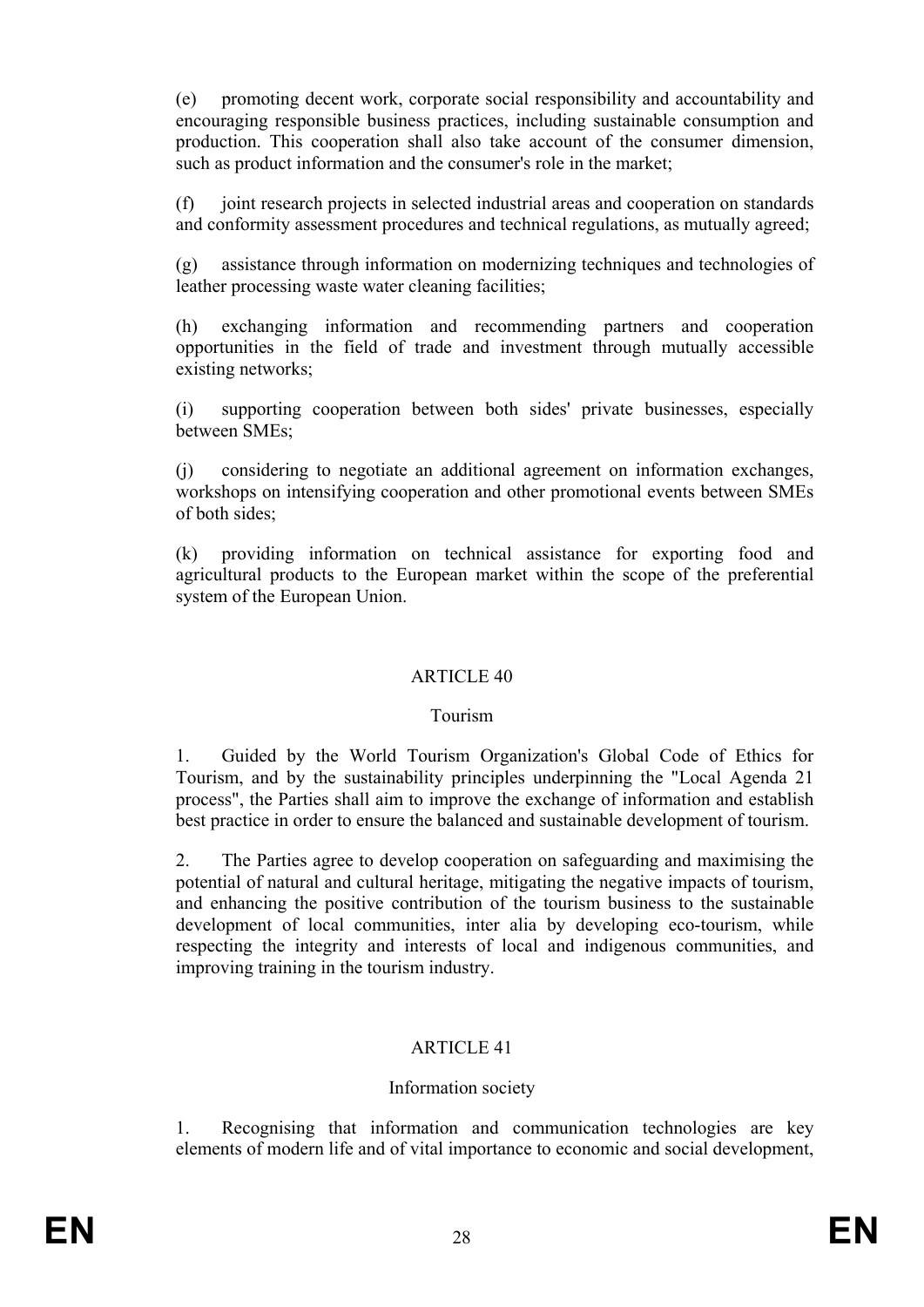(e) promoting decent work, corporate social responsibility and accountability and encouraging responsible business practices, including sustainable consumption and production. This cooperation shall also take account of the consumer dimension, such as product information and the consumer's role in the market;

(f) joint research projects in selected industrial areas and cooperation on standards and conformity assessment procedures and technical regulations, as mutually agreed;

(g) assistance through information on modernizing techniques and technologies of leather processing waste water cleaning facilities;

(h) exchanging information and recommending partners and cooperation opportunities in the field of trade and investment through mutually accessible existing networks;

(i) supporting cooperation between both sides' private businesses, especially between SMEs;

(j) considering to negotiate an additional agreement on information exchanges, workshops on intensifying cooperation and other promotional events between SMEs of both sides;

(k) providing information on technical assistance for exporting food and agricultural products to the European market within the scope of the preferential system of the European Union.

## ARTICLE 40

### Tourism

1. Guided by the World Tourism Organization's Global Code of Ethics for Tourism, and by the sustainability principles underpinning the "Local Agenda 21 process", the Parties shall aim to improve the exchange of information and establish best practice in order to ensure the balanced and sustainable development of tourism.

2. The Parties agree to develop cooperation on safeguarding and maximising the potential of natural and cultural heritage, mitigating the negative impacts of tourism, and enhancing the positive contribution of the tourism business to the sustainable development of local communities, inter alia by developing eco-tourism, while respecting the integrity and interests of local and indigenous communities, and improving training in the tourism industry.

## ARTICLE 41

### Information society

1. Recognising that information and communication technologies are key elements of modern life and of vital importance to economic and social development,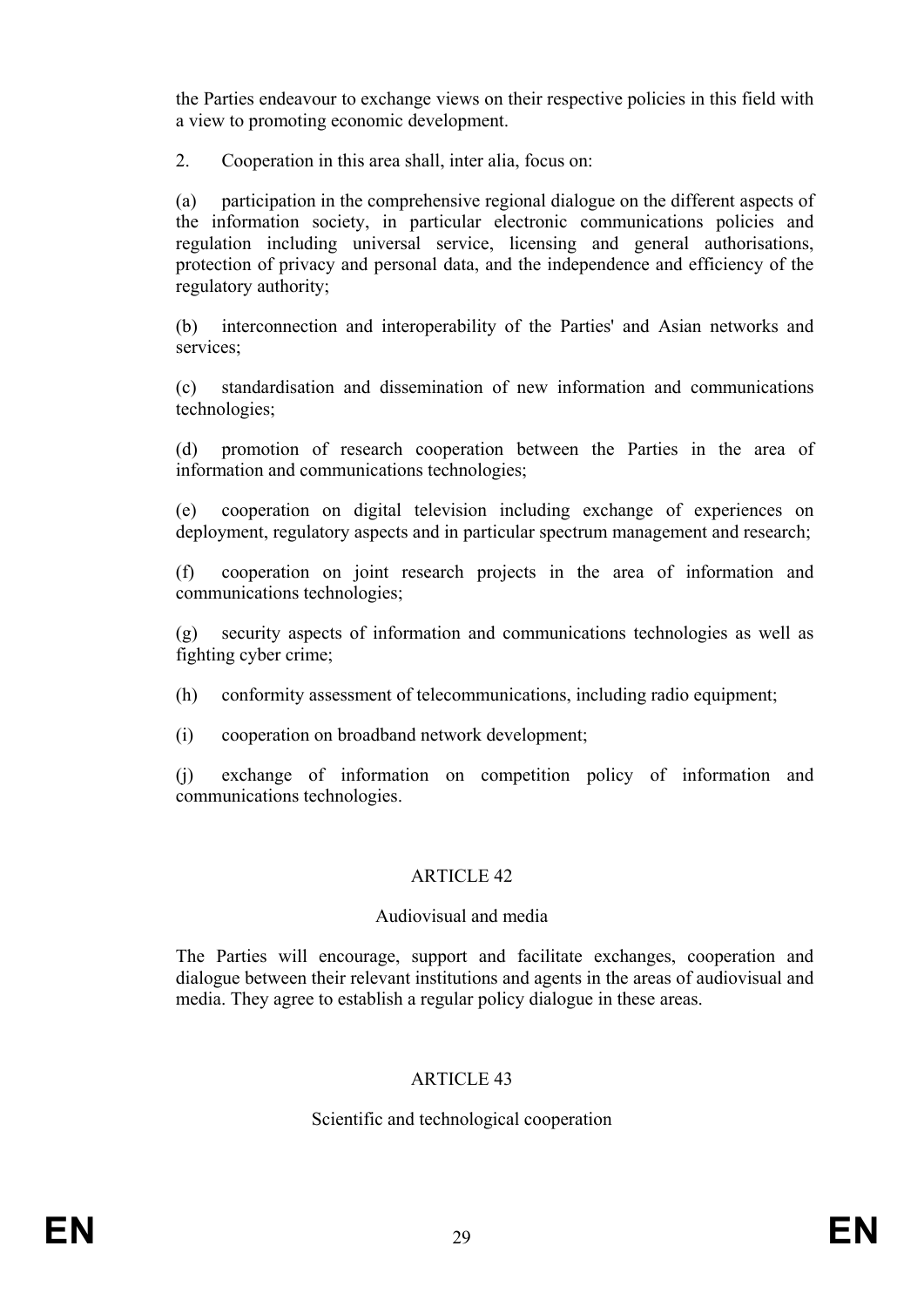the Parties endeavour to exchange views on their respective policies in this field with a view to promoting economic development.

2. Cooperation in this area shall, inter alia, focus on:

(a) participation in the comprehensive regional dialogue on the different aspects of the information society, in particular electronic communications policies and regulation including universal service, licensing and general authorisations, protection of privacy and personal data, and the independence and efficiency of the regulatory authority;

(b) interconnection and interoperability of the Parties' and Asian networks and services;

(c) standardisation and dissemination of new information and communications technologies;

(d) promotion of research cooperation between the Parties in the area of information and communications technologies;

(e) cooperation on digital television including exchange of experiences on deployment, regulatory aspects and in particular spectrum management and research;

(f) cooperation on joint research projects in the area of information and communications technologies;

(g) security aspects of information and communications technologies as well as fighting cyber crime;

(h) conformity assessment of telecommunications, including radio equipment;

(i) cooperation on broadband network development;

(j) exchange of information on competition policy of information and communications technologies.

## ARTICLE 42

### Audiovisual and media

The Parties will encourage, support and facilitate exchanges, cooperation and dialogue between their relevant institutions and agents in the areas of audiovisual and media. They agree to establish a regular policy dialogue in these areas.

## ARTICLE 43

### Scientific and technological cooperation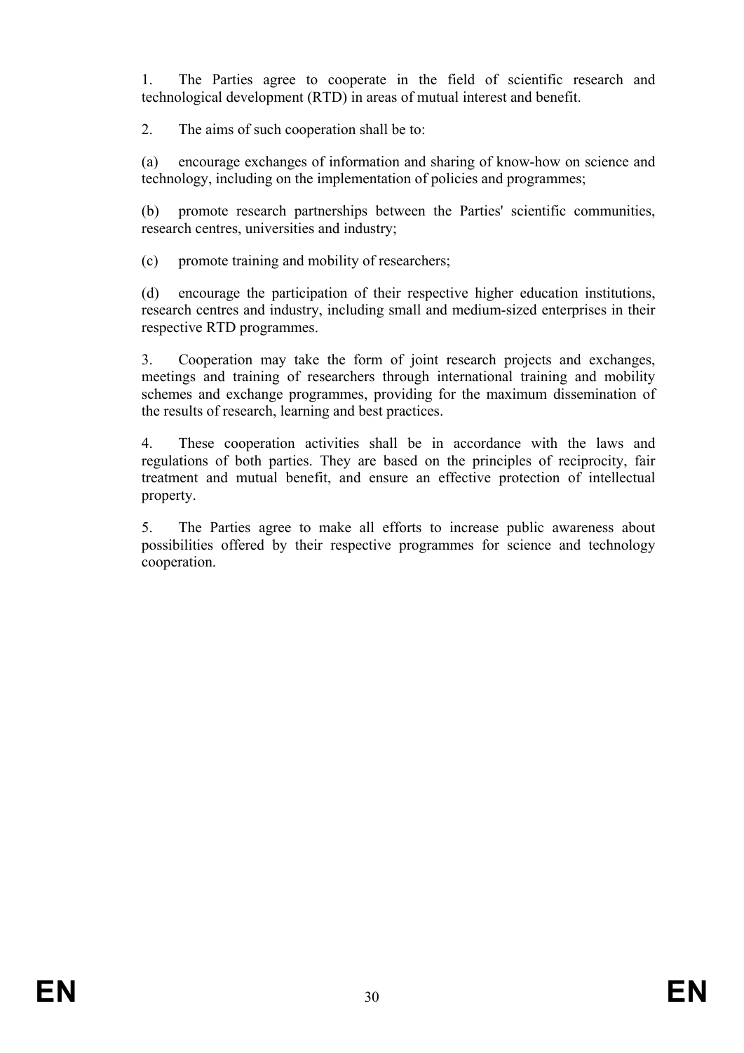1. The Parties agree to cooperate in the field of scientific research and technological development (RTD) in areas of mutual interest and benefit.

2. The aims of such cooperation shall be to:

(a) encourage exchanges of information and sharing of know-how on science and technology, including on the implementation of policies and programmes;

(b) promote research partnerships between the Parties' scientific communities, research centres, universities and industry;

(c) promote training and mobility of researchers;

(d) encourage the participation of their respective higher education institutions, research centres and industry, including small and medium-sized enterprises in their respective RTD programmes.

3. Cooperation may take the form of joint research projects and exchanges, meetings and training of researchers through international training and mobility schemes and exchange programmes, providing for the maximum dissemination of the results of research, learning and best practices.

4. These cooperation activities shall be in accordance with the laws and regulations of both parties. They are based on the principles of reciprocity, fair treatment and mutual benefit, and ensure an effective protection of intellectual property.

5. The Parties agree to make all efforts to increase public awareness about possibilities offered by their respective programmes for science and technology cooperation.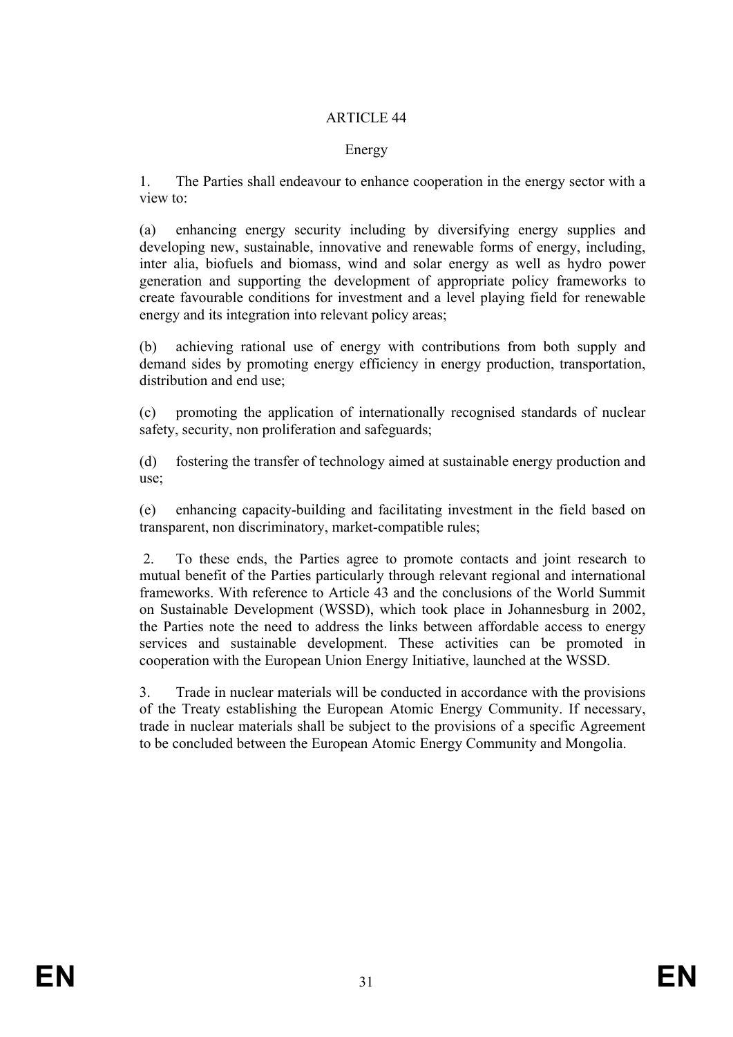## ARTICLE 44

### Energy

1. The Parties shall endeavour to enhance cooperation in the energy sector with a view to:

(a) enhancing energy security including by diversifying energy supplies and developing new, sustainable, innovative and renewable forms of energy, including, inter alia, biofuels and biomass, wind and solar energy as well as hydro power generation and supporting the development of appropriate policy frameworks to create favourable conditions for investment and a level playing field for renewable energy and its integration into relevant policy areas;

(b) achieving rational use of energy with contributions from both supply and demand sides by promoting energy efficiency in energy production, transportation, distribution and end use;

(c) promoting the application of internationally recognised standards of nuclear safety, security, non proliferation and safeguards;

(d) fostering the transfer of technology aimed at sustainable energy production and use;

(e) enhancing capacity-building and facilitating investment in the field based on transparent, non discriminatory, market-compatible rules;

2. To these ends, the Parties agree to promote contacts and joint research to mutual benefit of the Parties particularly through relevant regional and international frameworks. With reference to Article 43 and the conclusions of the World Summit on Sustainable Development (WSSD), which took place in Johannesburg in 2002, the Parties note the need to address the links between affordable access to energy services and sustainable development. These activities can be promoted in cooperation with the European Union Energy Initiative, launched at the WSSD.

3. Trade in nuclear materials will be conducted in accordance with the provisions of the Treaty establishing the European Atomic Energy Community. If necessary, trade in nuclear materials shall be subject to the provisions of a specific Agreement to be concluded between the European Atomic Energy Community and Mongolia.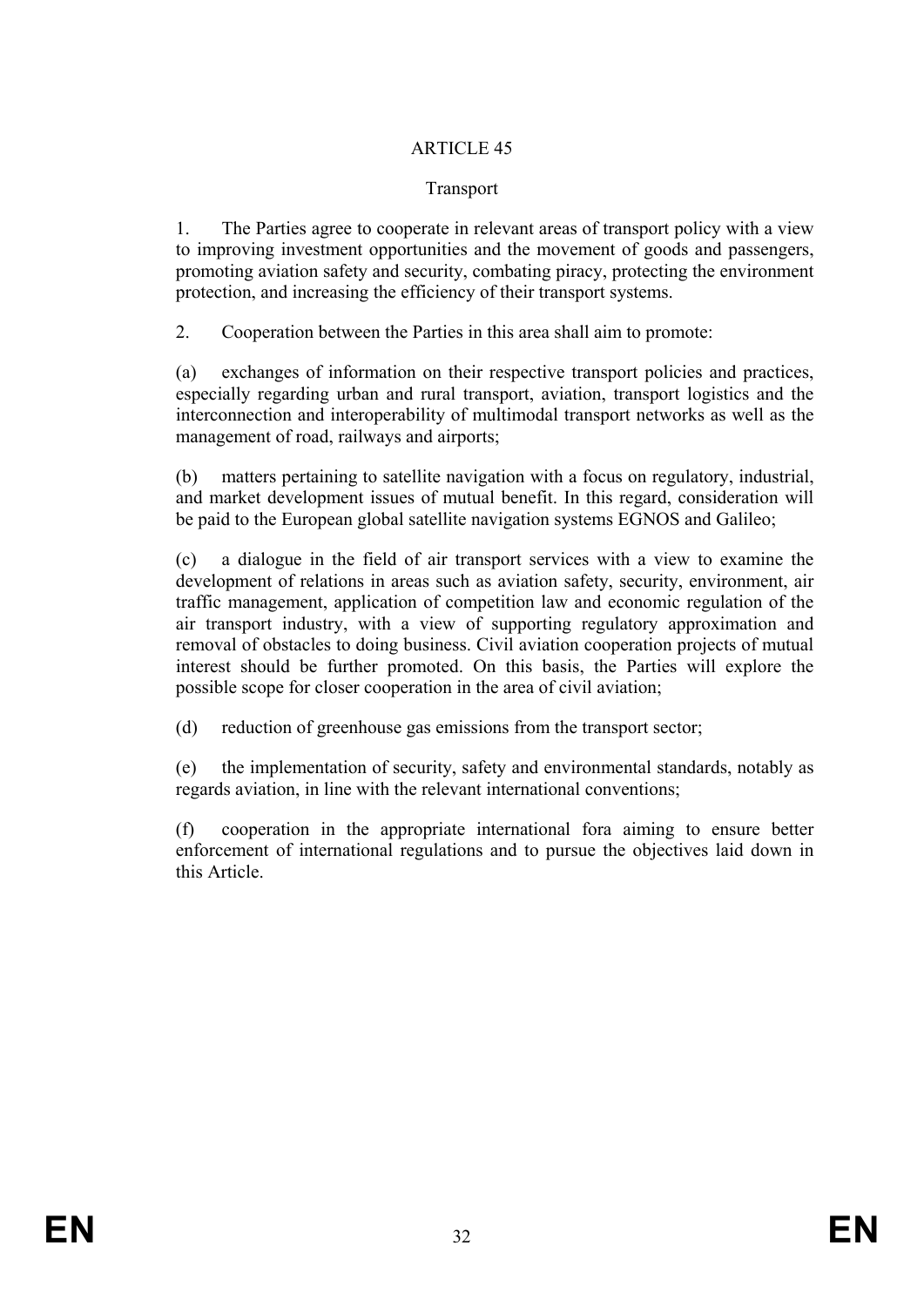## ARTICLE 45

### Transport

1. The Parties agree to cooperate in relevant areas of transport policy with a view to improving investment opportunities and the movement of goods and passengers, promoting aviation safety and security, combating piracy, protecting the environment protection, and increasing the efficiency of their transport systems.

2. Cooperation between the Parties in this area shall aim to promote:

(a) exchanges of information on their respective transport policies and practices, especially regarding urban and rural transport, aviation, transport logistics and the interconnection and interoperability of multimodal transport networks as well as the management of road, railways and airports;

(b) matters pertaining to satellite navigation with a focus on regulatory, industrial, and market development issues of mutual benefit. In this regard, consideration will be paid to the European global satellite navigation systems EGNOS and Galileo;

(c) a dialogue in the field of air transport services with a view to examine the development of relations in areas such as aviation safety, security, environment, air traffic management, application of competition law and economic regulation of the air transport industry, with a view of supporting regulatory approximation and removal of obstacles to doing business. Civil aviation cooperation projects of mutual interest should be further promoted. On this basis, the Parties will explore the possible scope for closer cooperation in the area of civil aviation;

(d) reduction of greenhouse gas emissions from the transport sector;

(e) the implementation of security, safety and environmental standards, notably as regards aviation, in line with the relevant international conventions;

(f) cooperation in the appropriate international fora aiming to ensure better enforcement of international regulations and to pursue the objectives laid down in this Article.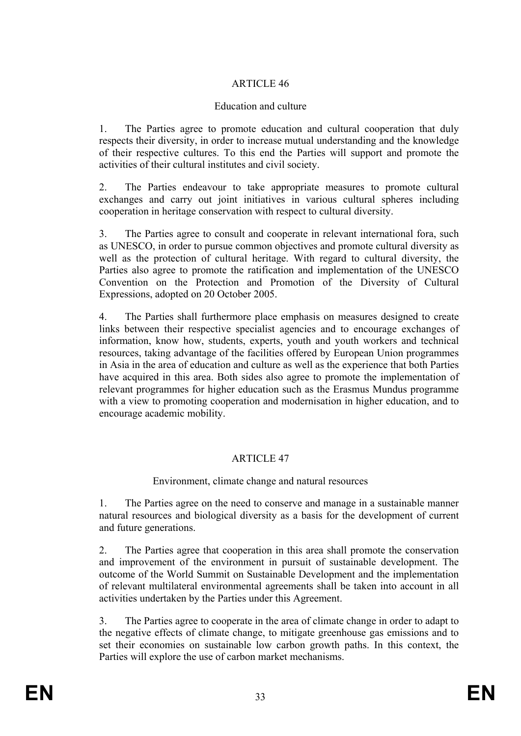## ARTICLE 46

### Education and culture

1. The Parties agree to promote education and cultural cooperation that duly respects their diversity, in order to increase mutual understanding and the knowledge of their respective cultures. To this end the Parties will support and promote the activities of their cultural institutes and civil society.

2. The Parties endeavour to take appropriate measures to promote cultural exchanges and carry out joint initiatives in various cultural spheres including cooperation in heritage conservation with respect to cultural diversity.

3. The Parties agree to consult and cooperate in relevant international fora, such as UNESCO, in order to pursue common objectives and promote cultural diversity as well as the protection of cultural heritage. With regard to cultural diversity, the Parties also agree to promote the ratification and implementation of the UNESCO Convention on the Protection and Promotion of the Diversity of Cultural Expressions, adopted on 20 October 2005.

4. The Parties shall furthermore place emphasis on measures designed to create links between their respective specialist agencies and to encourage exchanges of information, know how, students, experts, youth and youth workers and technical resources, taking advantage of the facilities offered by European Union programmes in Asia in the area of education and culture as well as the experience that both Parties have acquired in this area. Both sides also agree to promote the implementation of relevant programmes for higher education such as the Erasmus Mundus programme with a view to promoting cooperation and modernisation in higher education, and to encourage academic mobility.

## ARTICLE 47

### Environment, climate change and natural resources

1. The Parties agree on the need to conserve and manage in a sustainable manner natural resources and biological diversity as a basis for the development of current and future generations.

2. The Parties agree that cooperation in this area shall promote the conservation and improvement of the environment in pursuit of sustainable development. The outcome of the World Summit on Sustainable Development and the implementation of relevant multilateral environmental agreements shall be taken into account in all activities undertaken by the Parties under this Agreement.

3. The Parties agree to cooperate in the area of climate change in order to adapt to the negative effects of climate change, to mitigate greenhouse gas emissions and to set their economies on sustainable low carbon growth paths. In this context, the Parties will explore the use of carbon market mechanisms.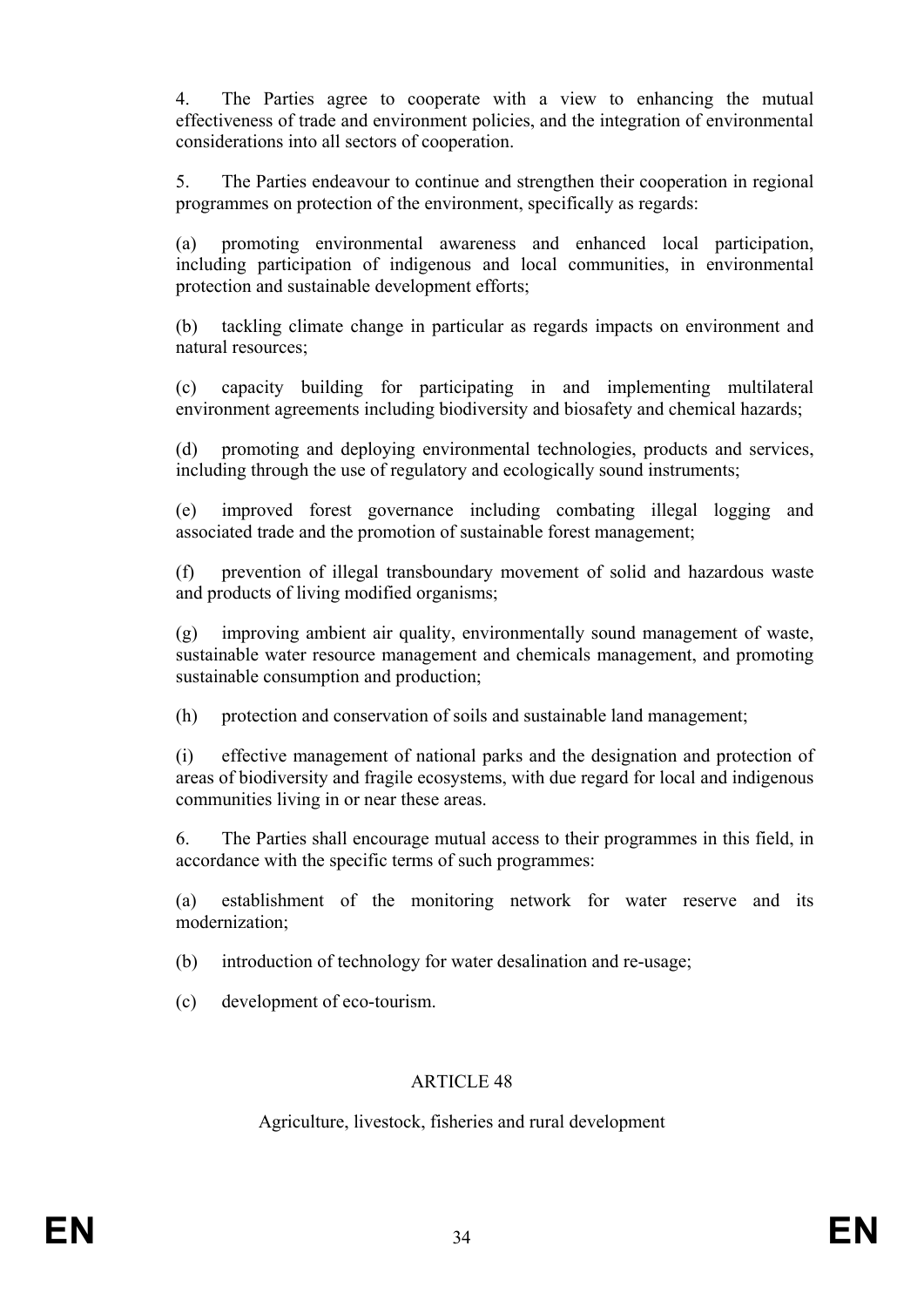4. The Parties agree to cooperate with a view to enhancing the mutual effectiveness of trade and environment policies, and the integration of environmental considerations into all sectors of cooperation.

5. The Parties endeavour to continue and strengthen their cooperation in regional programmes on protection of the environment, specifically as regards:

(a) promoting environmental awareness and enhanced local participation, including participation of indigenous and local communities, in environmental protection and sustainable development efforts;

(b) tackling climate change in particular as regards impacts on environment and natural resources;

(c) capacity building for participating in and implementing multilateral environment agreements including biodiversity and biosafety and chemical hazards;

(d) promoting and deploying environmental technologies, products and services, including through the use of regulatory and ecologically sound instruments;

(e) improved forest governance including combating illegal logging and associated trade and the promotion of sustainable forest management;

(f) prevention of illegal transboundary movement of solid and hazardous waste and products of living modified organisms;

(g) improving ambient air quality, environmentally sound management of waste, sustainable water resource management and chemicals management, and promoting sustainable consumption and production;

(h) protection and conservation of soils and sustainable land management;

(i) effective management of national parks and the designation and protection of areas of biodiversity and fragile ecosystems, with due regard for local and indigenous communities living in or near these areas.

6. The Parties shall encourage mutual access to their programmes in this field, in accordance with the specific terms of such programmes:

(a) establishment of the monitoring network for water reserve and its modernization;

(b) introduction of technology for water desalination and re-usage;

(c) development of eco-tourism.

## ARTICLE 48

### Agriculture, livestock, fisheries and rural development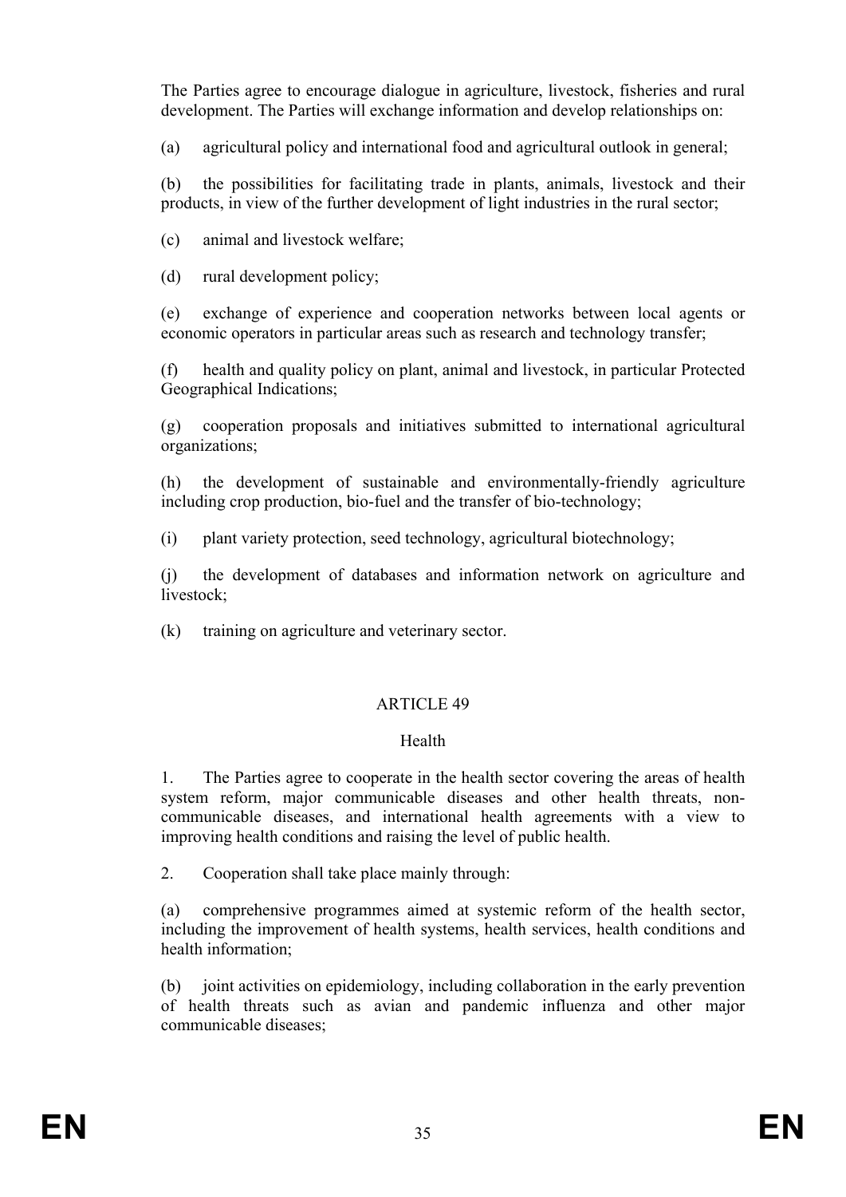The Parties agree to encourage dialogue in agriculture, livestock, fisheries and rural development. The Parties will exchange information and develop relationships on:

(a) agricultural policy and international food and agricultural outlook in general;

(b) the possibilities for facilitating trade in plants, animals, livestock and their products, in view of the further development of light industries in the rural sector;

(c) animal and livestock welfare;

(d) rural development policy;

(e) exchange of experience and cooperation networks between local agents or economic operators in particular areas such as research and technology transfer;

(f) health and quality policy on plant, animal and livestock, in particular Protected Geographical Indications;

(g) cooperation proposals and initiatives submitted to international agricultural organizations;

(h) the development of sustainable and environmentally-friendly agriculture including crop production, bio-fuel and the transfer of bio-technology;

(i) plant variety protection, seed technology, agricultural biotechnology;

(j) the development of databases and information network on agriculture and livestock;

(k) training on agriculture and veterinary sector.

## ARTICLE 49

### Health

1. The Parties agree to cooperate in the health sector covering the areas of health system reform, major communicable diseases and other health threats, non-communicable diseases, and international health agreements with a view to improving health conditions and raising the level of public health.

2. Cooperation shall take place mainly through:

(a) comprehensive programmes aimed at systemic reform of the health sector, including the improvement of health systems, health services, health conditions and health information;

(b) joint activities on epidemiology, including collaboration in the early prevention of health threats such as avian and pandemic influenza and other major communicable diseases;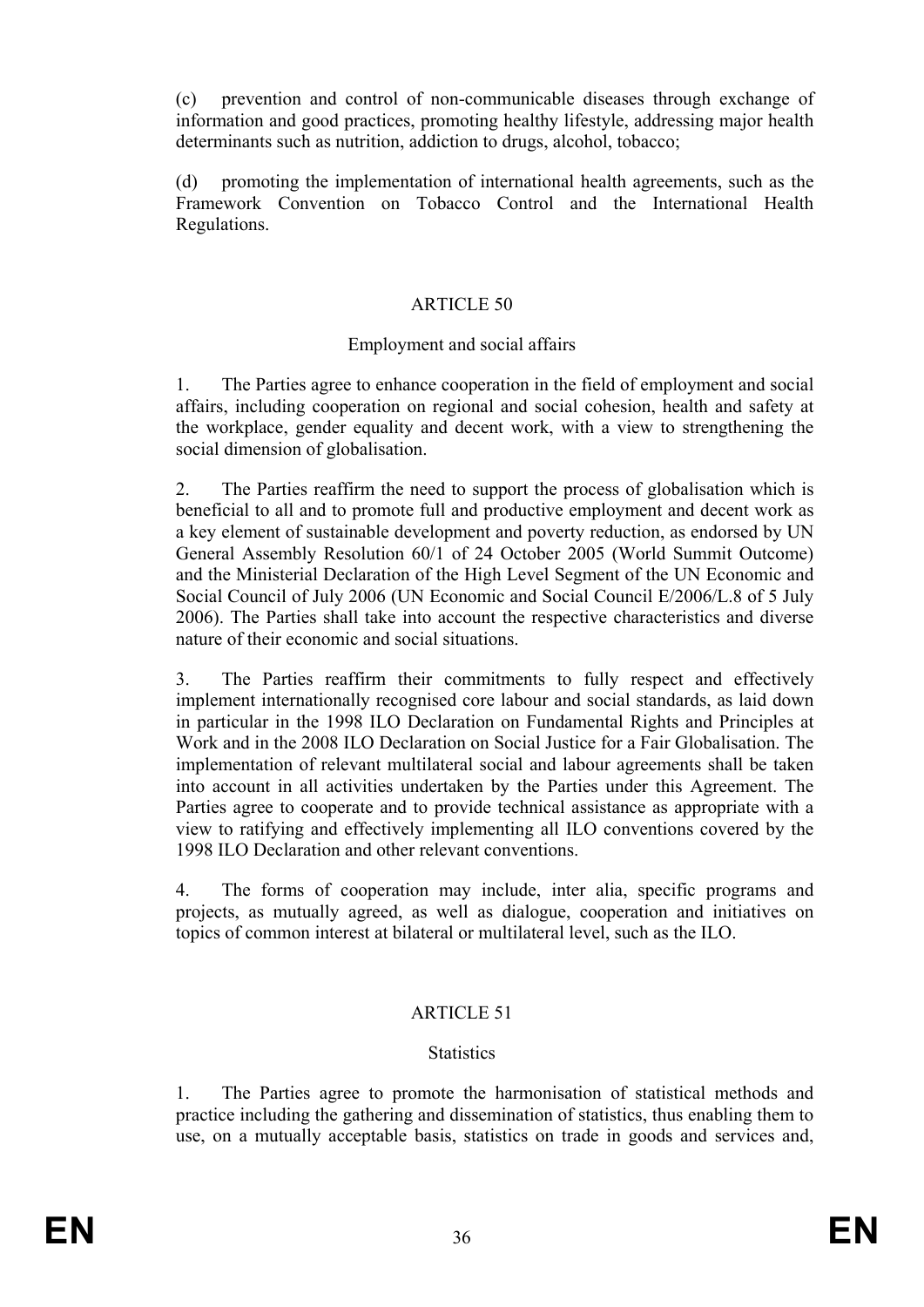(c) prevention and control of non-communicable diseases through exchange of information and good practices, promoting healthy lifestyle, addressing major health determinants such as nutrition, addiction to drugs, alcohol, tobacco;

(d) promoting the implementation of international health agreements, such as the Framework Convention on Tobacco Control and the International Health Regulations.

## ARTICLE 50

### Employment and social affairs

1. The Parties agree to enhance cooperation in the field of employment and social affairs, including cooperation on regional and social cohesion, health and safety at the workplace, gender equality and decent work, with a view to strengthening the social dimension of globalisation.

2. The Parties reaffirm the need to support the process of globalisation which is beneficial to all and to promote full and productive employment and decent work as a key element of sustainable development and poverty reduction, as endorsed by UN General Assembly Resolution 60/1 of 24 October 2005 (World Summit Outcome) and the Ministerial Declaration of the High Level Segment of the UN Economic and Social Council of July 2006 (UN Economic and Social Council E/2006/L.8 of 5 July 2006). The Parties shall take into account the respective characteristics and diverse nature of their economic and social situations.

3. The Parties reaffirm their commitments to fully respect and effectively implement internationally recognised core labour and social standards, as laid down in particular in the 1998 ILO Declaration on Fundamental Rights and Principles at Work and in the 2008 ILO Declaration on Social Justice for a Fair Globalisation. The implementation of relevant multilateral social and labour agreements shall be taken into account in all activities undertaken by the Parties under this Agreement. The Parties agree to cooperate and to provide technical assistance as appropriate with a view to ratifying and effectively implementing all ILO conventions covered by the 1998 ILO Declaration and other relevant conventions.

4. The forms of cooperation may include, inter alia, specific programs and projects, as mutually agreed, as well as dialogue, cooperation and initiatives on topics of common interest at bilateral or multilateral level, such as the ILO.

## ARTICLE 51

### Statistics

1. The Parties agree to promote the harmonisation of statistical methods and practice including the gathering and dissemination of statistics, thus enabling them to use, on a mutually acceptable basis, statistics on trade in goods and services and,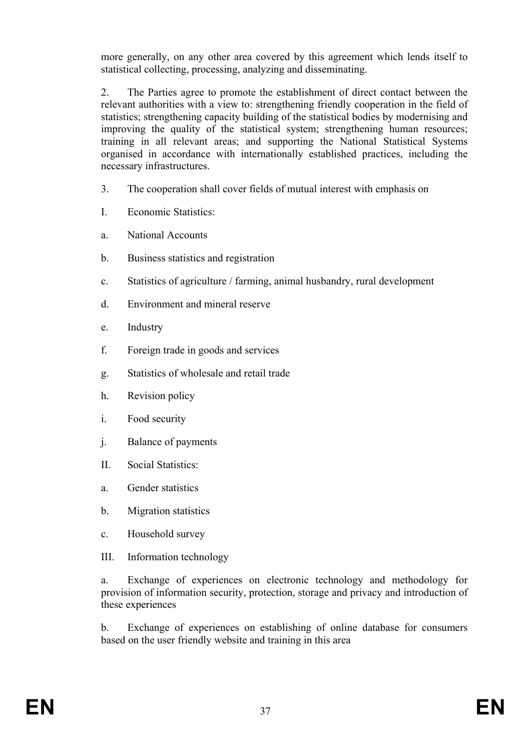more generally, on any other area covered by this agreement which lends itself to statistical collecting, processing, analyzing and disseminating.

2. The Parties agree to promote the establishment of direct contact between the relevant authorities with a view to: strengthening friendly cooperation in the field of statistics; strengthening capacity building of the statistical bodies by modernising and improving the quality of the statistical system; strengthening human resources; training in all relevant areas; and supporting the National Statistical Systems organised in accordance with internationally established practices, including the necessary infrastructures.

3. The cooperation shall cover fields of mutual interest with emphasis on

I. Economic Statistics:

a. National Accounts

b. Business statistics and registration

c. Statistics of agriculture / farming, animal husbandry, rural development

d. Environment and mineral reserve

e. Industry

f. Foreign trade in goods and services

g. Statistics of wholesale and retail trade

h. Revision policy

i. Food security

j. Balance of payments

II. Social Statistics:

a. Gender statistics

b. Migration statistics

c. Household survey

III. Information technology

a. Exchange of experiences on electronic technology and methodology for provision of information security, protection, storage and privacy and introduction of these experiences

b. Exchange of experiences on establishing of online database for consumers based on the user friendly website and training in this area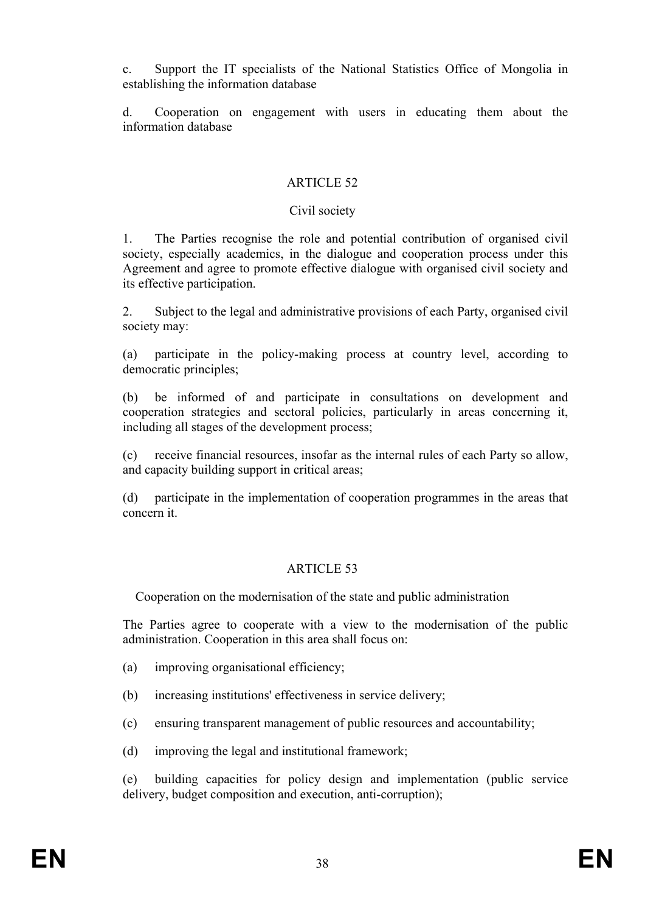c. Support the IT specialists of the National Statistics Office of Mongolia in establishing the information database

d. Cooperation on engagement with users in educating them about the information database

## ARTICLE 52

### Civil society

1. The Parties recognise the role and potential contribution of organised civil society, especially academics, in the dialogue and cooperation process under this Agreement and agree to promote effective dialogue with organised civil society and its effective participation.

2. Subject to the legal and administrative provisions of each Party, organised civil society may:

(a) participate in the policy-making process at country level, according to democratic principles;

(b) be informed of and participate in consultations on development and cooperation strategies and sectoral policies, particularly in areas concerning it, including all stages of the development process;

(c) receive financial resources, insofar as the internal rules of each Party so allow, and capacity building support in critical areas;

(d) participate in the implementation of cooperation programmes in the areas that concern it.

## ARTICLE 53

### Cooperation on the modernisation of the state and public administration

The Parties agree to cooperate with a view to the modernisation of the public administration. Cooperation in this area shall focus on:

(a) improving organisational efficiency;

(b) increasing institutions' effectiveness in service delivery;

(c) ensuring transparent management of public resources and accountability;

(d) improving the legal and institutional framework;

(e) building capacities for policy design and implementation (public service delivery, budget composition and execution, anti-corruption);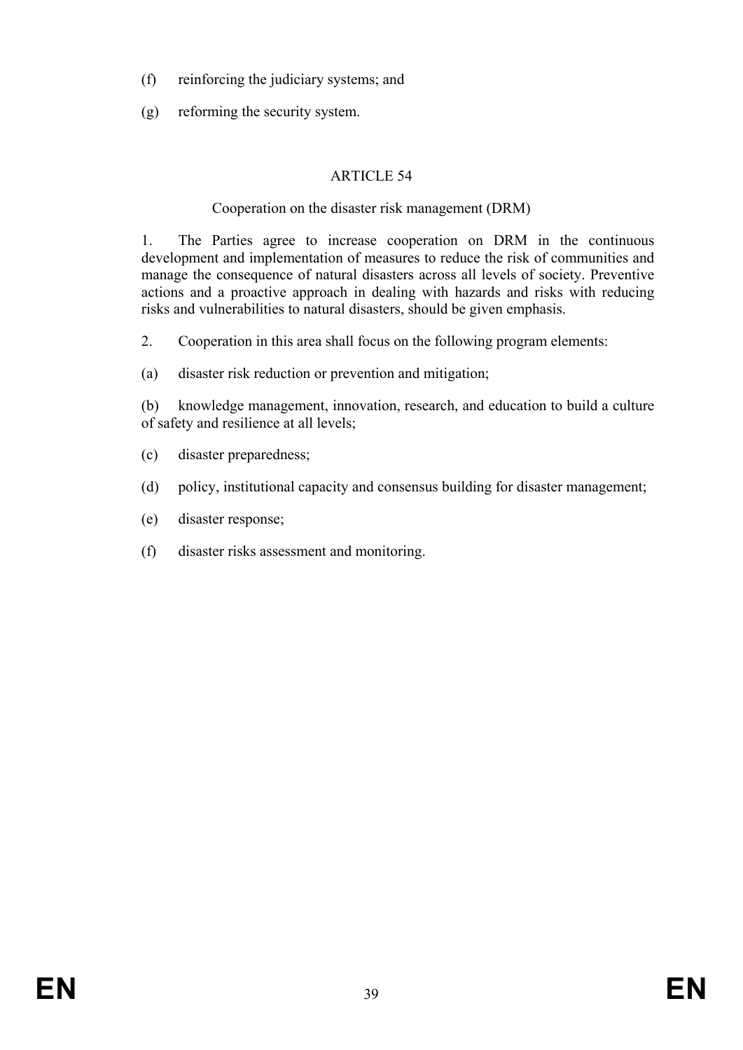(f) reinforcing the judiciary systems; and

(g) reforming the security system.

## ARTICLE 54

### Cooperation on the disaster risk management (DRM)

1. The Parties agree to increase cooperation on DRM in the continuous development and implementation of measures to reduce the risk of communities and manage the consequence of natural disasters across all levels of society. Preventive actions and a proactive approach in dealing with hazards and risks with reducing risks and vulnerabilities to natural disasters, should be given emphasis.

2. Cooperation in this area shall focus on the following program elements:

(a) disaster risk reduction or prevention and mitigation;

(b) knowledge management, innovation, research, and education to build a culture of safety and resilience at all levels;

(c) disaster preparedness;

(d) policy, institutional capacity and consensus building for disaster management;

(e) disaster response;

(f) disaster risks assessment and monitoring.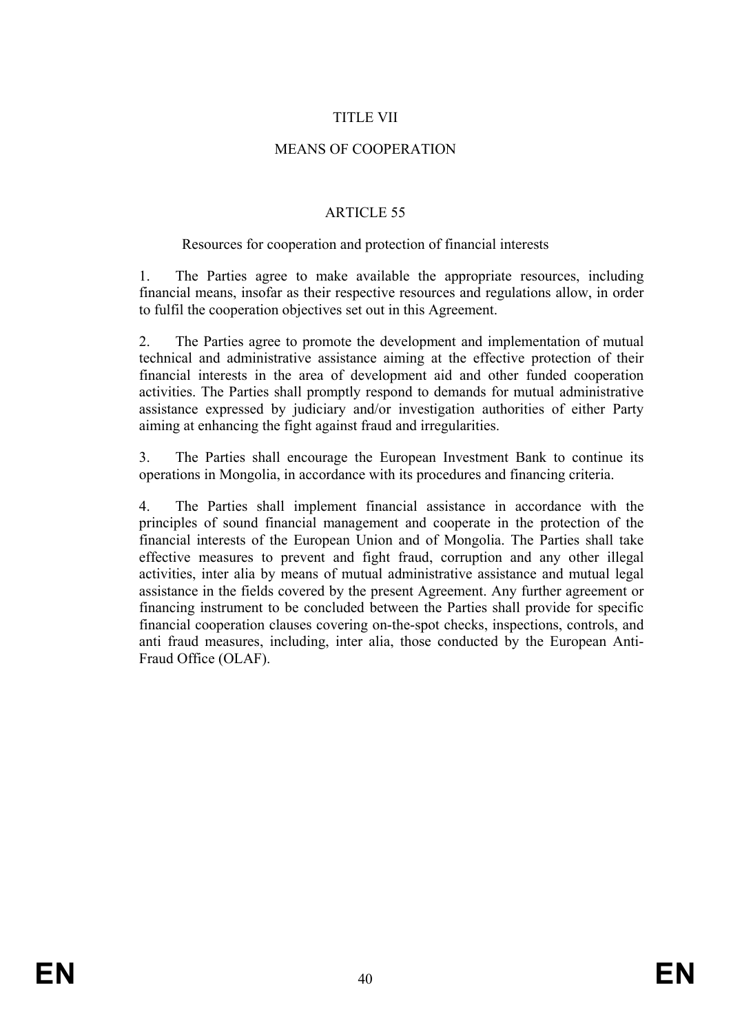# TITLE VII

# MEANS OF COOPERATION

## ARTICLE 55

Resources for cooperation and protection of financial interests

1. The Parties agree to make available the appropriate resources, including financial means, insofar as their respective resources and regulations allow, in order to fulfil the cooperation objectives set out in this Agreement.

2. The Parties agree to promote the development and implementation of mutual technical and administrative assistance aiming at the effective protection of their financial interests in the area of development aid and other funded cooperation activities. The Parties shall promptly respond to demands for mutual administrative assistance expressed by judiciary and/or investigation authorities of either Party aiming at enhancing the fight against fraud and irregularities.

3. The Parties shall encourage the European Investment Bank to continue its operations in Mongolia, in accordance with its procedures and financing criteria.

4. The Parties shall implement financial assistance in accordance with the principles of sound financial management and cooperate in the protection of the financial interests of the European Union and of Mongolia. The Parties shall take effective measures to prevent and fight fraud, corruption and any other illegal activities, inter alia by means of mutual administrative assistance and mutual legal assistance in the fields covered by the present Agreement. Any further agreement or financing instrument to be concluded between the Parties shall provide for specific financial cooperation clauses covering on-the-spot checks, inspections, controls, and anti fraud measures, including, inter alia, those conducted by the European Anti-Fraud Office (OLAF).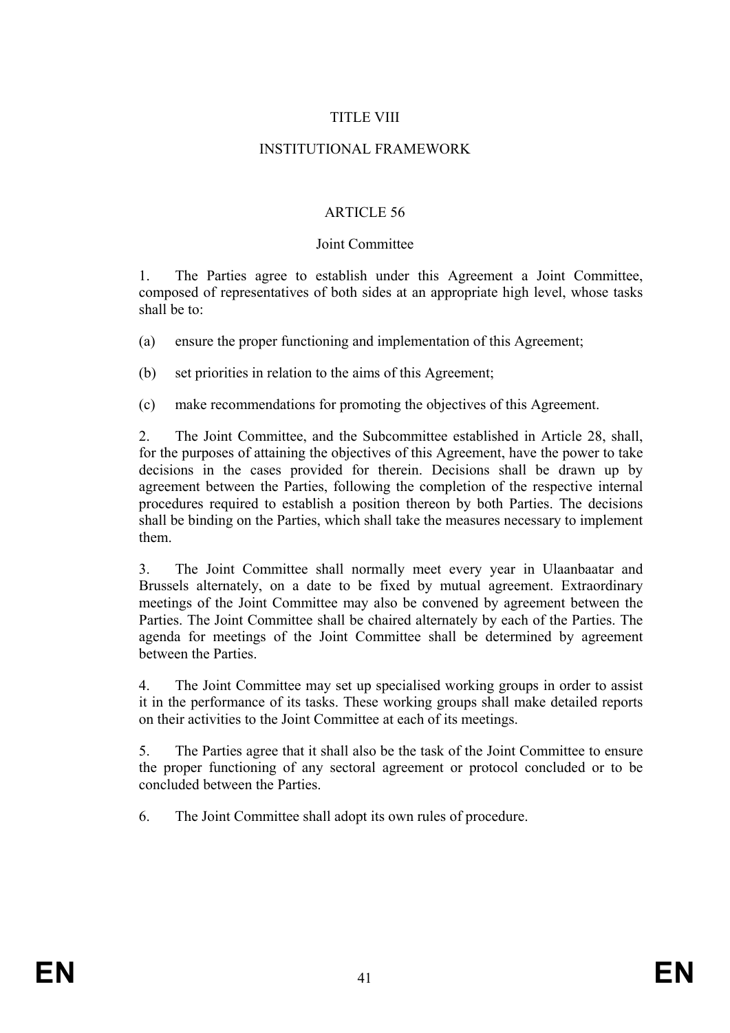# TITLE VIII

# INSTITUTIONAL FRAMEWORK

## ARTICLE 56

### Joint Committee

1. The Parties agree to establish under this Agreement a Joint Committee, composed of representatives of both sides at an appropriate high level, whose tasks shall be to:

(a) ensure the proper functioning and implementation of this Agreement;

(b) set priorities in relation to the aims of this Agreement;

(c) make recommendations for promoting the objectives of this Agreement.

2. The Joint Committee, and the Subcommittee established in Article 28, shall, for the purposes of attaining the objectives of this Agreement, have the power to take decisions in the cases provided for therein. Decisions shall be drawn up by agreement between the Parties, following the completion of the respective internal procedures required to establish a position thereon by both Parties. The decisions shall be binding on the Parties, which shall take the measures necessary to implement them.

3. The Joint Committee shall normally meet every year in Ulaanbaatar and Brussels alternately, on a date to be fixed by mutual agreement. Extraordinary meetings of the Joint Committee may also be convened by agreement between the Parties. The Joint Committee shall be chaired alternately by each of the Parties. The agenda for meetings of the Joint Committee shall be determined by agreement between the Parties.

4. The Joint Committee may set up specialised working groups in order to assist it in the performance of its tasks. These working groups shall make detailed reports on their activities to the Joint Committee at each of its meetings.

5. The Parties agree that it shall also be the task of the Joint Committee to ensure the proper functioning of any sectoral agreement or protocol concluded or to be concluded between the Parties.

6. The Joint Committee shall adopt its own rules of procedure.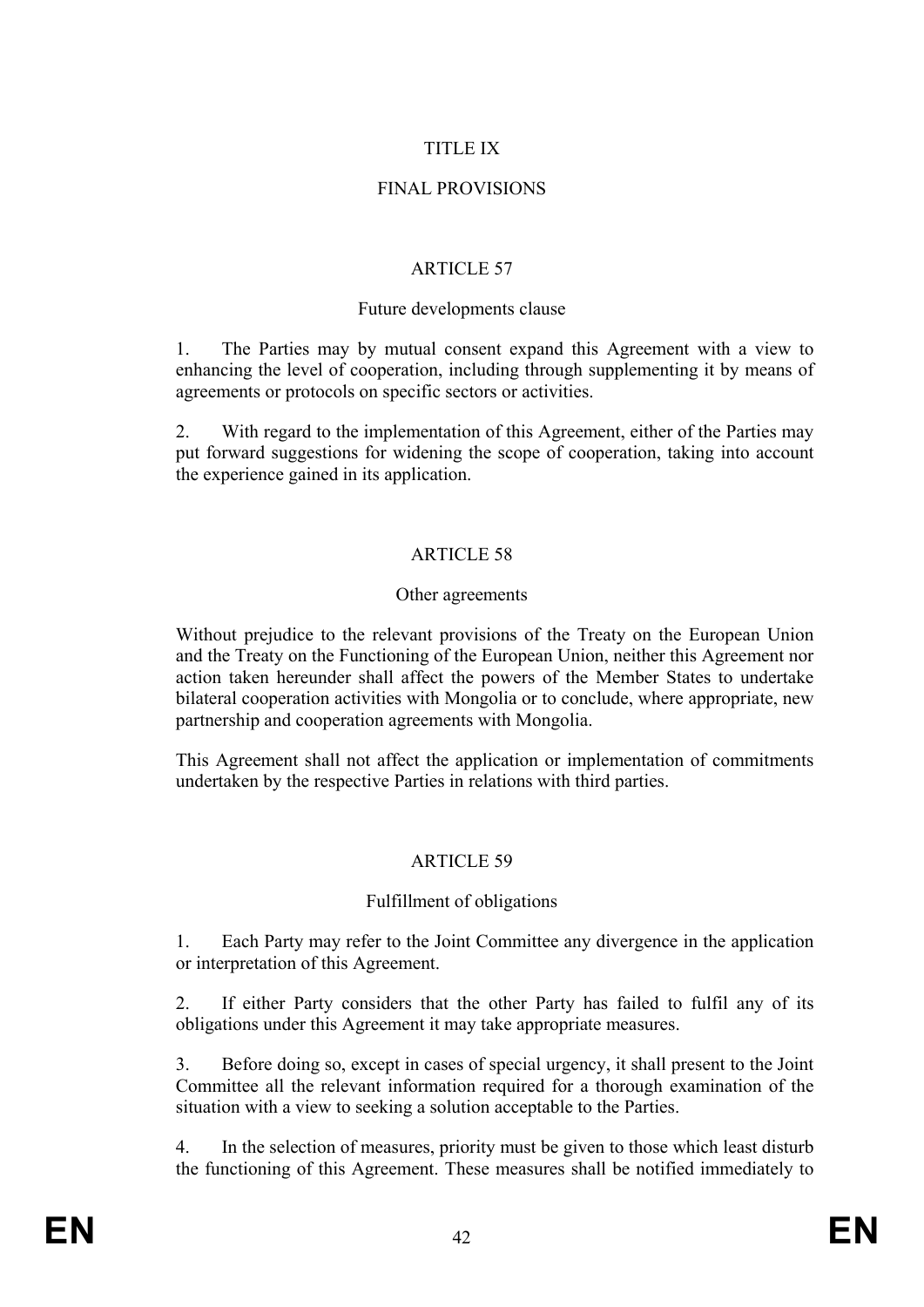# TITLE IX

# FINAL PROVISIONS

## ARTICLE 57

### Future developments clause

1. The Parties may by mutual consent expand this Agreement with a view to enhancing the level of cooperation, including through supplementing it by means of agreements or protocols on specific sectors or activities.

2. With regard to the implementation of this Agreement, either of the Parties may put forward suggestions for widening the scope of cooperation, taking into account the experience gained in its application.

## ARTICLE 58

### Other agreements

Without prejudice to the relevant provisions of the Treaty on the European Union and the Treaty on the Functioning of the European Union, neither this Agreement nor action taken hereunder shall affect the powers of the Member States to undertake bilateral cooperation activities with Mongolia or to conclude, where appropriate, new partnership and cooperation agreements with Mongolia.

This Agreement shall not affect the application or implementation of commitments undertaken by the respective Parties in relations with third parties.

## ARTICLE 59

### Fulfillment of obligations

1. Each Party may refer to the Joint Committee any divergence in the application or interpretation of this Agreement.

2. If either Party considers that the other Party has failed to fulfil any of its obligations under this Agreement it may take appropriate measures.

3. Before doing so, except in cases of special urgency, it shall present to the Joint Committee all the relevant information required for a thorough examination of the situation with a view to seeking a solution acceptable to the Parties.

4. In the selection of measures, priority must be given to those which least disturb the functioning of this Agreement. These measures shall be notified immediately to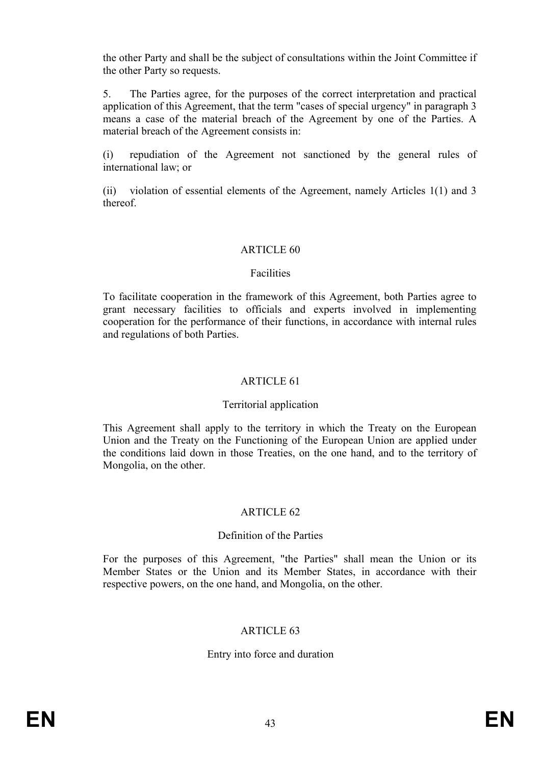the other Party and shall be the subject of consultations within the Joint Committee if the other Party so requests.

5. The Parties agree, for the purposes of the correct interpretation and practical application of this Agreement, that the term "cases of special urgency" in paragraph 3 means a case of the material breach of the Agreement by one of the Parties. A material breach of the Agreement consists in:

(i) repudiation of the Agreement not sanctioned by the general rules of international law; or

(ii) violation of essential elements of the Agreement, namely Articles 1(1) and 3 thereof.

## ARTICLE 60

### Facilities

To facilitate cooperation in the framework of this Agreement, both Parties agree to grant necessary facilities to officials and experts involved in implementing cooperation for the performance of their functions, in accordance with internal rules and regulations of both Parties.

## ARTICLE 61

### Territorial application

This Agreement shall apply to the territory in which the Treaty on the European Union and the Treaty on the Functioning of the European Union are applied under the conditions laid down in those Treaties, on the one hand, and to the territory of Mongolia, on the other.

## ARTICLE 62

### Definition of the Parties

For the purposes of this Agreement, "the Parties" shall mean the Union or its Member States or the Union and its Member States, in accordance with their respective powers, on the one hand, and Mongolia, on the other.

## ARTICLE 63

### Entry into force and duration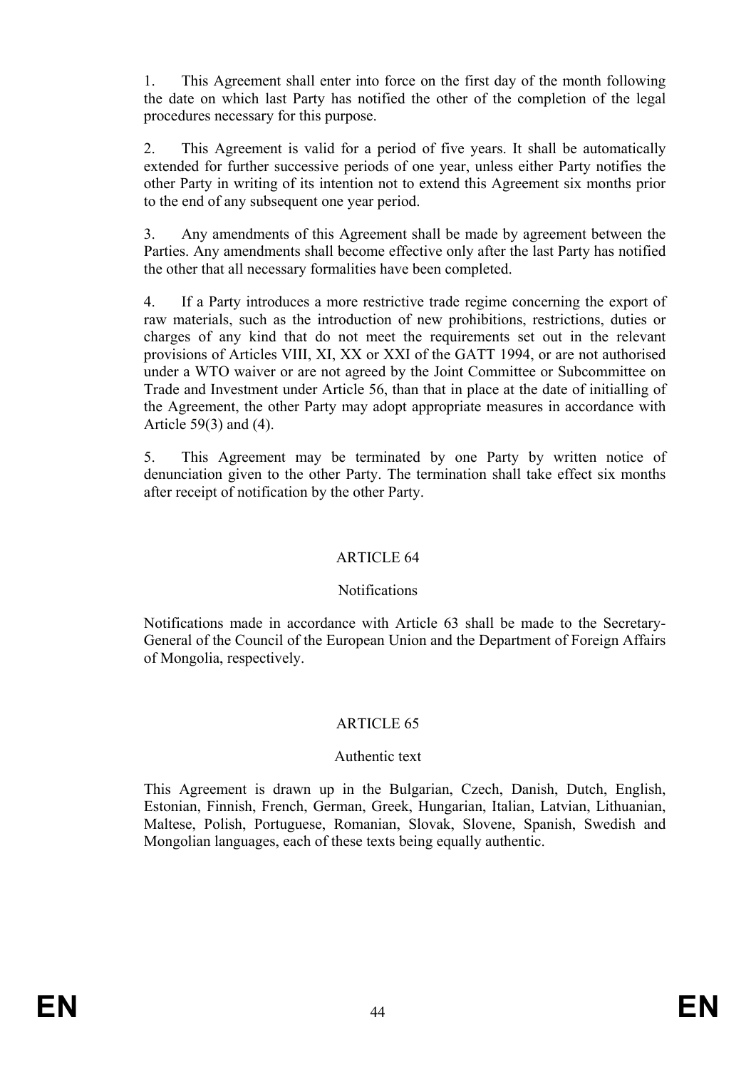1. This Agreement shall enter into force on the first day of the month following the date on which last Party has notified the other of the completion of the legal procedures necessary for this purpose.

2. This Agreement is valid for a period of five years. It shall be automatically extended for further successive periods of one year, unless either Party notifies the other Party in writing of its intention not to extend this Agreement six months prior to the end of any subsequent one year period.

3. Any amendments of this Agreement shall be made by agreement between the Parties. Any amendments shall become effective only after the last Party has notified the other that all necessary formalities have been completed.

4. If a Party introduces a more restrictive trade regime concerning the export of raw materials, such as the introduction of new prohibitions, restrictions, duties or charges of any kind that do not meet the requirements set out in the relevant provisions of Articles VIII, XI, XX or XXI of the GATT 1994, or are not authorised under a WTO waiver or are not agreed by the Joint Committee or Subcommittee on Trade and Investment under Article 56, than that in place at the date of initialling of the Agreement, the other Party may adopt appropriate measures in accordance with Article 59(3) and (4).

5. This Agreement may be terminated by one Party by written notice of denunciation given to the other Party. The termination shall take effect six months after receipt of notification by the other Party.

## ARTICLE 64

### Notifications

Notifications made in accordance with Article 63 shall be made to the Secretary-General of the Council of the European Union and the Department of Foreign Affairs of Mongolia, respectively.

## ARTICLE 65

### Authentic text

This Agreement is drawn up in the Bulgarian, Czech, Danish, Dutch, English, Estonian, Finnish, French, German, Greek, Hungarian, Italian, Latvian, Lithuanian, Maltese, Polish, Portuguese, Romanian, Slovak, Slovene, Spanish, Swedish and Mongolian languages, each of these texts being equally authentic.